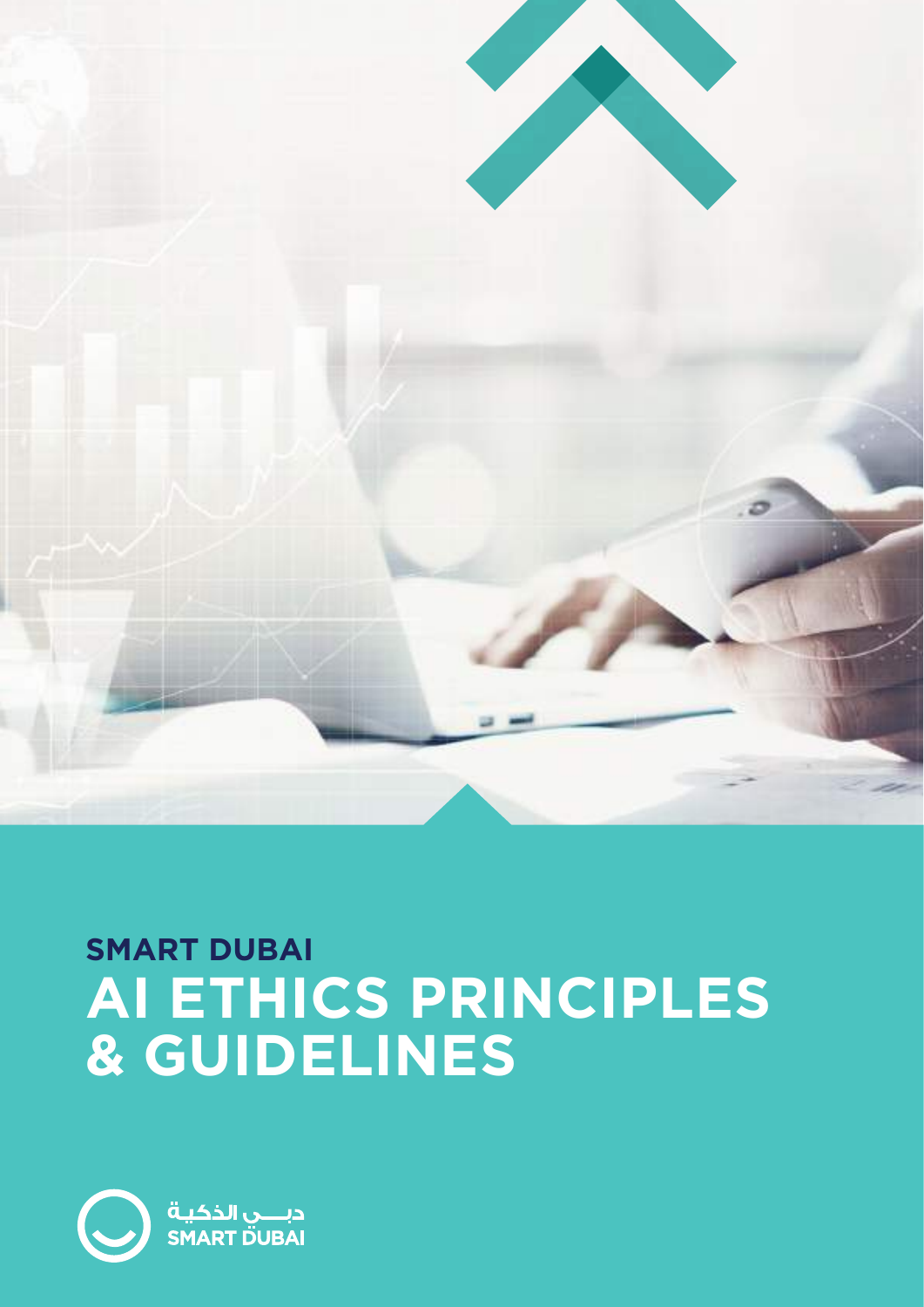# SMART DUBAI

# AI ETHICS PRINCIPLES & GUIDELINES

دبـــي الذكيـة
SMART DUBAI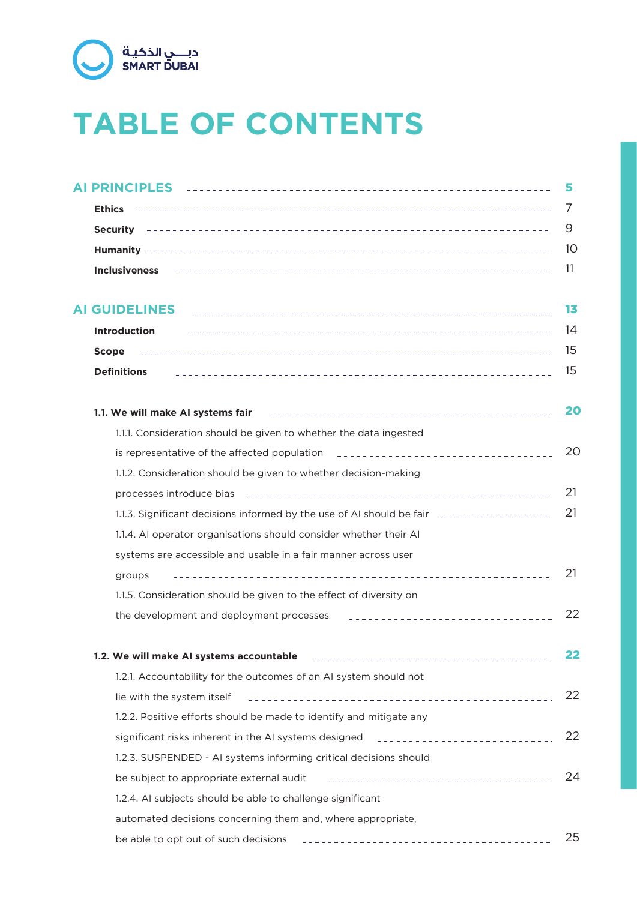# TABLE OF CONTENTS

**AI PRINCIPLES** ..... 5

- **Ethics** ..... 7
- **Security** ..... 9
- **Humanity** ..... 10
- **Inclusiveness** ..... 11

**AI GUIDELINES** ..... 13

- **Introduction** ..... 14
- **Scope** ..... 15
- **Definitions** ..... 15

**1.1. We will make AI systems fair** ..... 20

- 1.1.1. Consideration should be given to whether the data ingested is representative of the affected population ..... 20
- 1.1.2. Consideration should be given to whether decision-making processes introduce bias ..... 21
- 1.1.3. Significant decisions informed by the use of AI should be fair ..... 21
- 1.1.4. AI operator organisations should consider whether their AI systems are accessible and usable in a fair manner across user groups ..... 21
- 1.1.5. Consideration should be given to the effect of diversity on the development and deployment processes ..... 22

**1.2. We will make AI systems accountable** ..... 22

- 1.2.1. Accountability for the outcomes of an AI system should not lie with the system itself ..... 22
- 1.2.2. Positive efforts should be made to identify and mitigate any significant risks inherent in the AI systems designed ..... 22
- 1.2.3. SUSPENDED - AI systems informing critical decisions should be subject to appropriate external audit ..... 24
- 1.2.4. AI subjects should be able to challenge significant automated decisions concerning them and, where appropriate, be able to opt out of such decisions ..... 25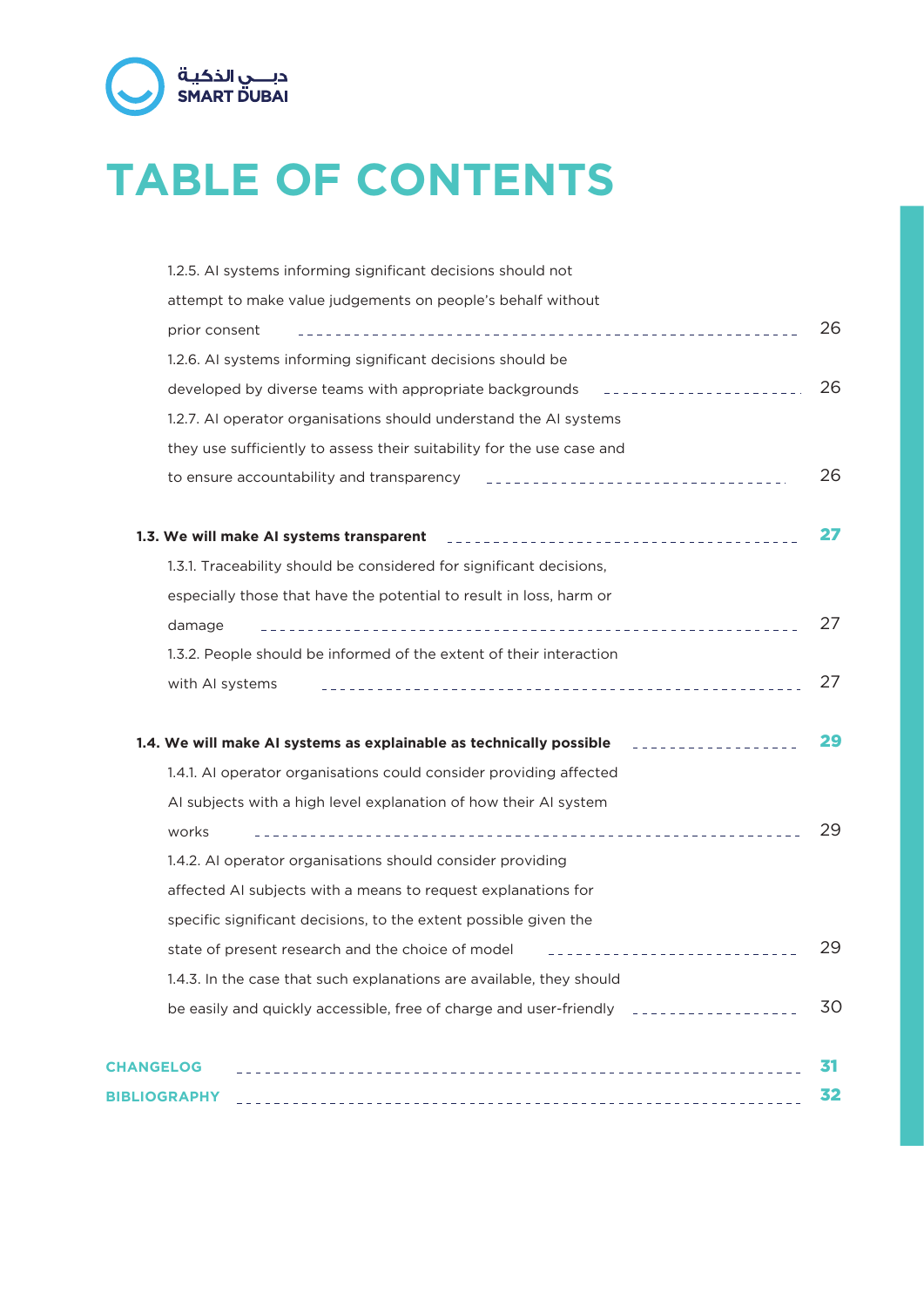# TABLE OF CONTENTS

1.2.5. AI systems informing significant decisions should not attempt to make value judgements on people's behalf without prior consent ............ 26

1.2.6. AI systems informing significant decisions should be developed by diverse teams with appropriate backgrounds ............ 26

1.2.7. AI operator organisations should understand the AI systems they use sufficiently to assess their suitability for the use case and to ensure accountability and transparency ............ 26

**1.3. We will make AI systems transparent ............ 27**

1.3.1. Traceability should be considered for significant decisions, especially those that have the potential to result in loss, harm or damage ............ 27

1.3.2. People should be informed of the extent of their interaction with AI systems ............ 27

**1.4. We will make AI systems as explainable as technically possible ............ 29**

1.4.1. AI operator organisations could consider providing affected AI subjects with a high level explanation of how their AI system works ............ 29

1.4.2. AI operator organisations should consider providing affected AI subjects with a means to request explanations for specific significant decisions, to the extent possible given the state of present research and the choice of model ............ 29

1.4.3. In the case that such explanations are available, they should be easily and quickly accessible, free of charge and user-friendly ............ 30

**CHANGELOG ............ 31**

**BIBLIOGRAPHY ............ 32**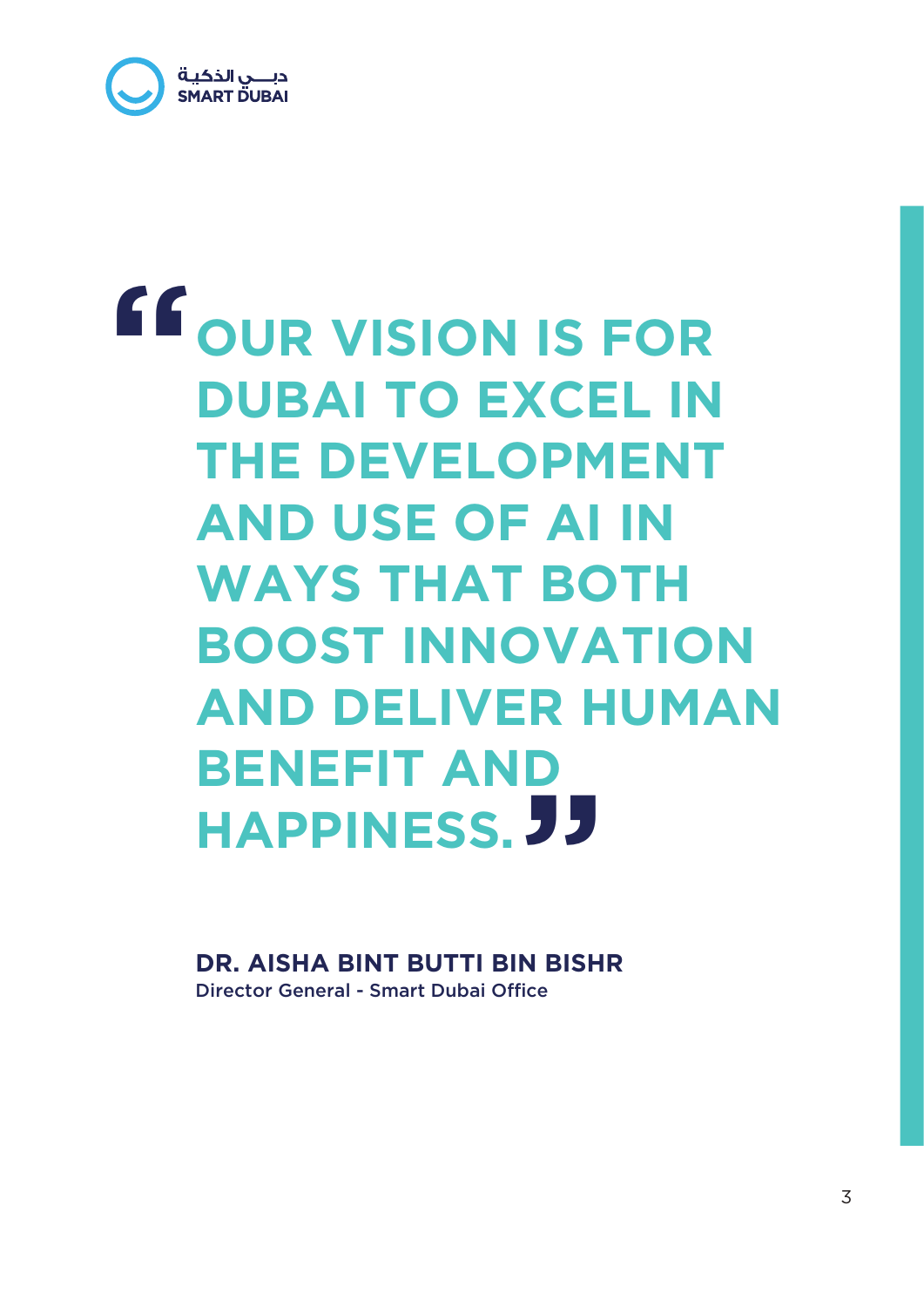> **"OUR VISION IS FOR DUBAI TO EXCEL IN THE DEVELOPMENT AND USE OF AI IN WAYS THAT BOTH BOOST INNOVATION AND DELIVER HUMAN BENEFIT AND HAPPINESS."**

**DR. AISHA BINT BUTTI BIN BISHR**
Director General - Smart Dubai Office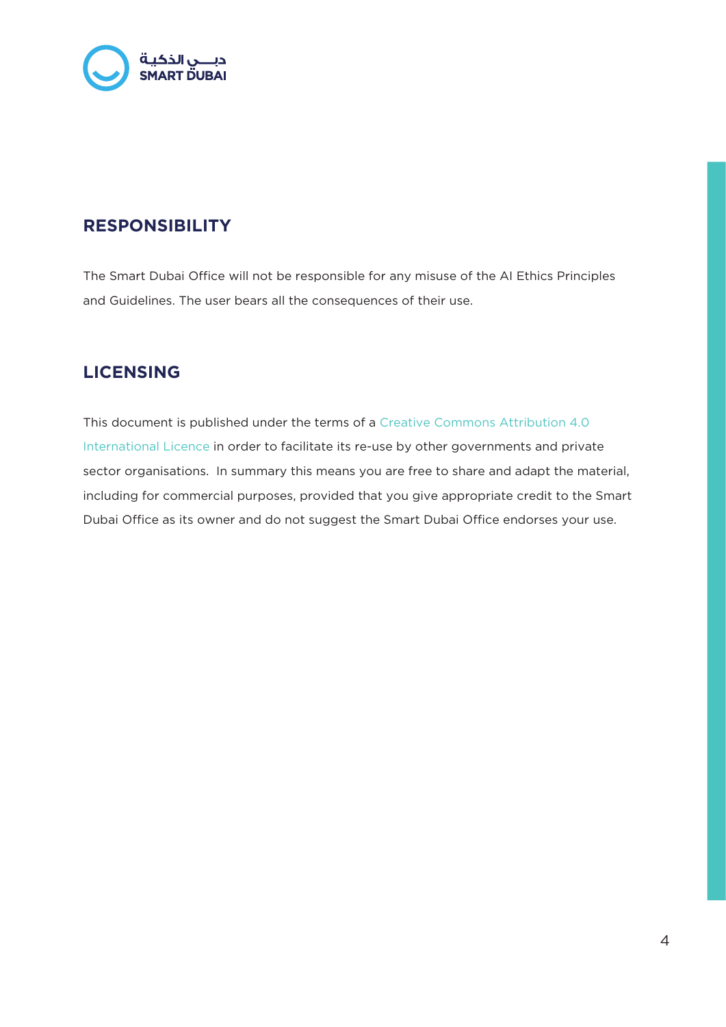## RESPONSIBILITY

The Smart Dubai Office will not be responsible for any misuse of the AI Ethics Principles and Guidelines. The user bears all the consequences of their use.

## LICENSING

This document is published under the terms of a Creative Commons Attribution 4.0 International Licence in order to facilitate its re-use by other governments and private sector organisations. In summary this means you are free to share and adapt the material, including for commercial purposes, provided that you give appropriate credit to the Smart Dubai Office as its owner and do not suggest the Smart Dubai Office endorses your use.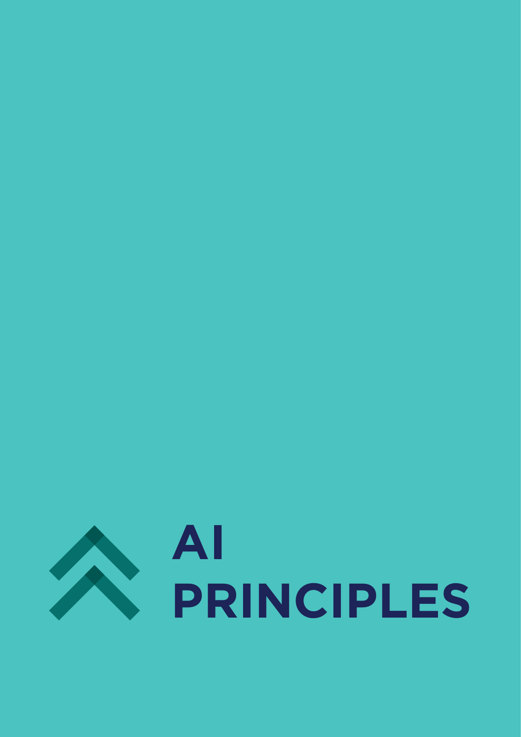# AI PRINCIPLES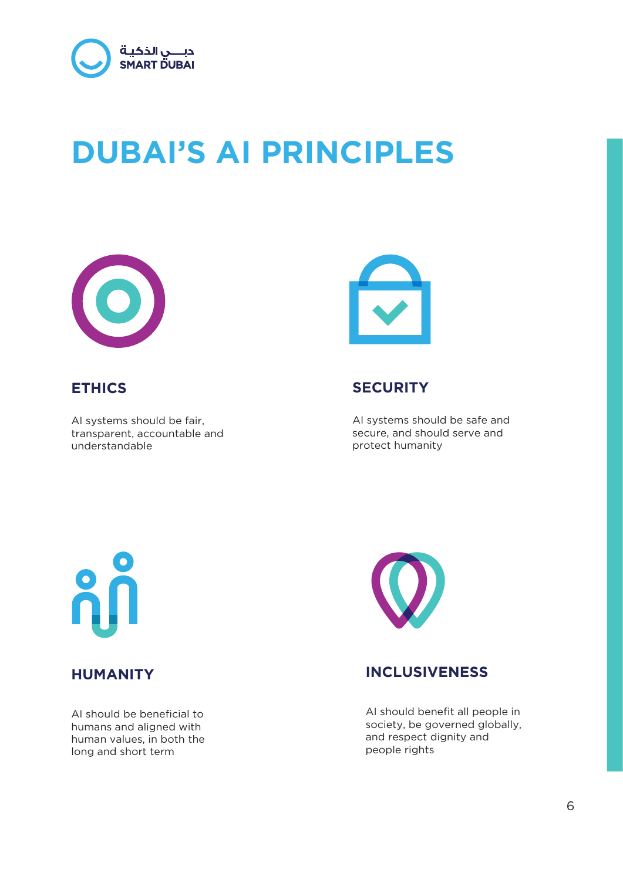# DUBAI'S AI PRINCIPLES

## ETHICS

AI systems should be fair, transparent, accountable and understandable

## SECURITY

AI systems should be safe and secure, and should serve and protect humanity

## HUMANITY

AI should be beneficial to humans and aligned with human values, in both the long and short term

## INCLUSIVENESS

AI should benefit all people in society, be governed globally, and respect dignity and people rights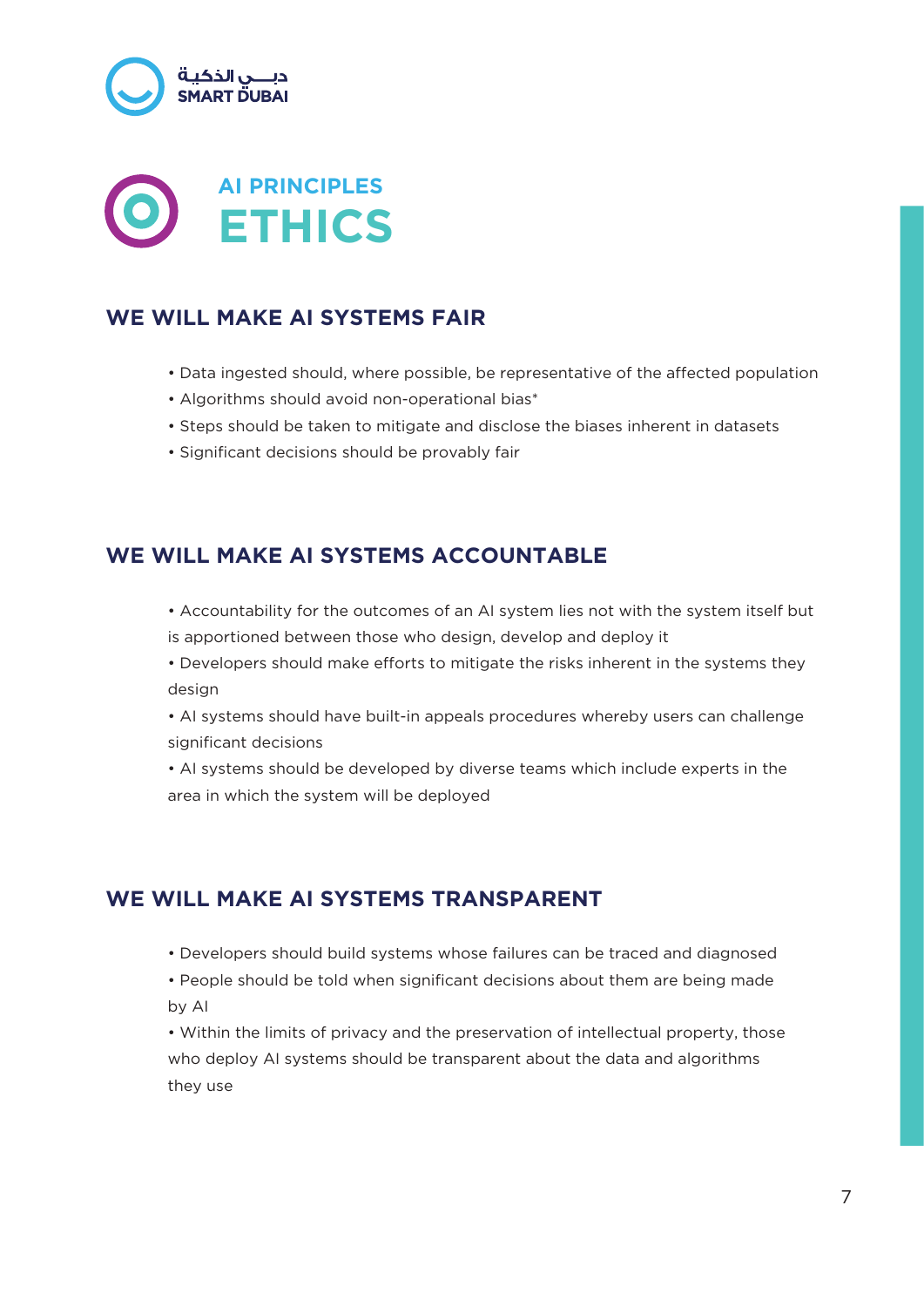# AI PRINCIPLES
# ETHICS

## WE WILL MAKE AI SYSTEMS FAIR

- Data ingested should, where possible, be representative of the affected population
- Algorithms should avoid non-operational bias*
- Steps should be taken to mitigate and disclose the biases inherent in datasets
- Significant decisions should be provably fair

## WE WILL MAKE AI SYSTEMS ACCOUNTABLE

- Accountability for the outcomes of an AI system lies not with the system itself but is apportioned between those who design, develop and deploy it
- Developers should make efforts to mitigate the risks inherent in the systems they design
- AI systems should have built-in appeals procedures whereby users can challenge significant decisions
- AI systems should be developed by diverse teams which include experts in the area in which the system will be deployed

## WE WILL MAKE AI SYSTEMS TRANSPARENT

- Developers should build systems whose failures can be traced and diagnosed
- People should be told when significant decisions about them are being made by AI
- Within the limits of privacy and the preservation of intellectual property, those who deploy AI systems should be transparent about the data and algorithms they use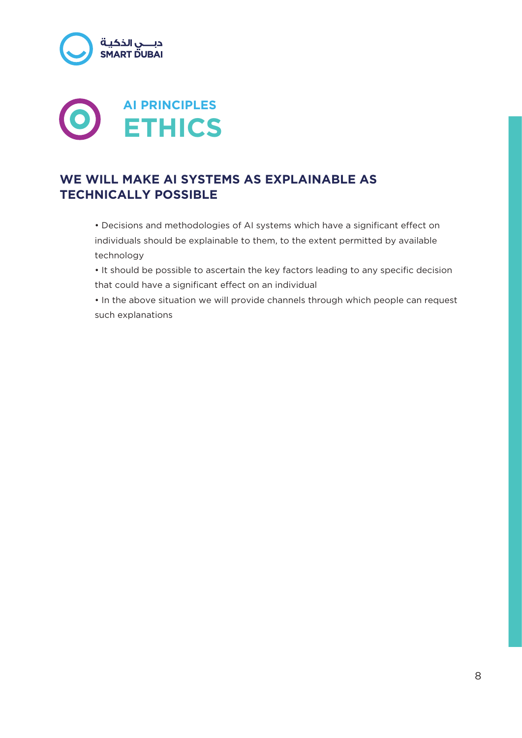## AI PRINCIPLES

# ETHICS

### WE WILL MAKE AI SYSTEMS AS EXPLAINABLE AS TECHNICALLY POSSIBLE

- Decisions and methodologies of AI systems which have a significant effect on individuals should be explainable to them, to the extent permitted by available technology
- It should be possible to ascertain the key factors leading to any specific decision that could have a significant effect on an individual
- In the above situation we will provide channels through which people can request such explanations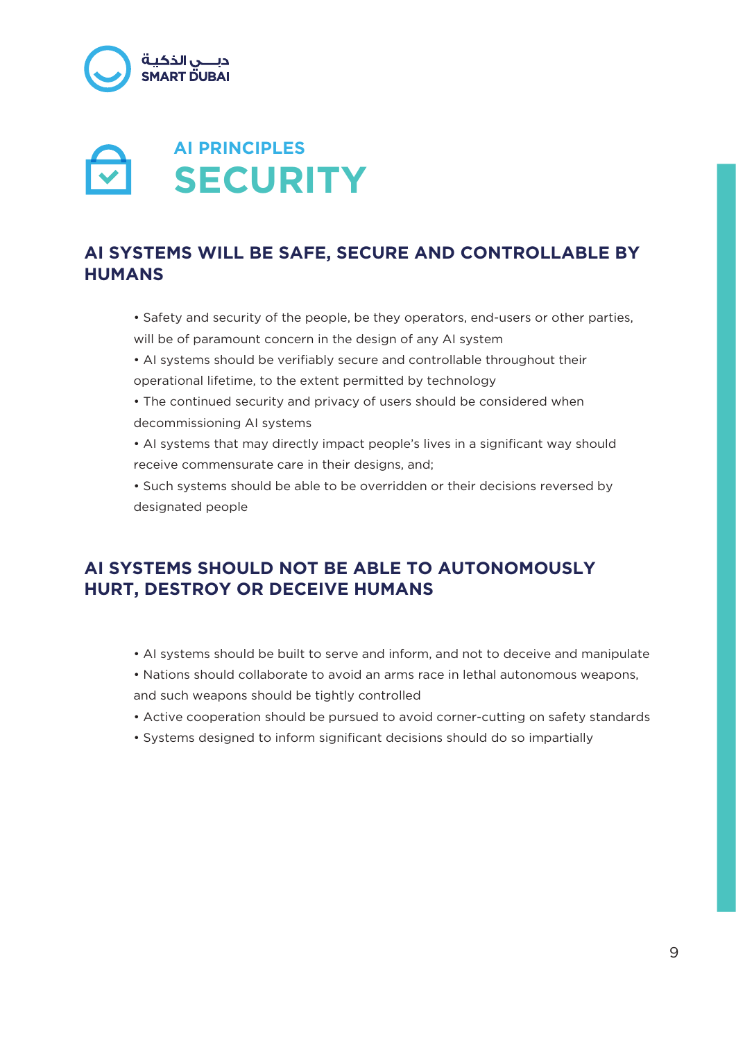## AI PRINCIPLES

# SECURITY

### AI SYSTEMS WILL BE SAFE, SECURE AND CONTROLLABLE BY HUMANS

- Safety and security of the people, be they operators, end-users or other parties, will be of paramount concern in the design of any AI system
- AI systems should be verifiably secure and controllable throughout their operational lifetime, to the extent permitted by technology
- The continued security and privacy of users should be considered when decommissioning AI systems
- AI systems that may directly impact people's lives in a significant way should receive commensurate care in their designs, and;
- Such systems should be able to be overridden or their decisions reversed by designated people

### AI SYSTEMS SHOULD NOT BE ABLE TO AUTONOMOUSLY HURT, DESTROY OR DECEIVE HUMANS

- AI systems should be built to serve and inform, and not to deceive and manipulate
- Nations should collaborate to avoid an arms race in lethal autonomous weapons, and such weapons should be tightly controlled
- Active cooperation should be pursued to avoid corner-cutting on safety standards
- Systems designed to inform significant decisions should do so impartially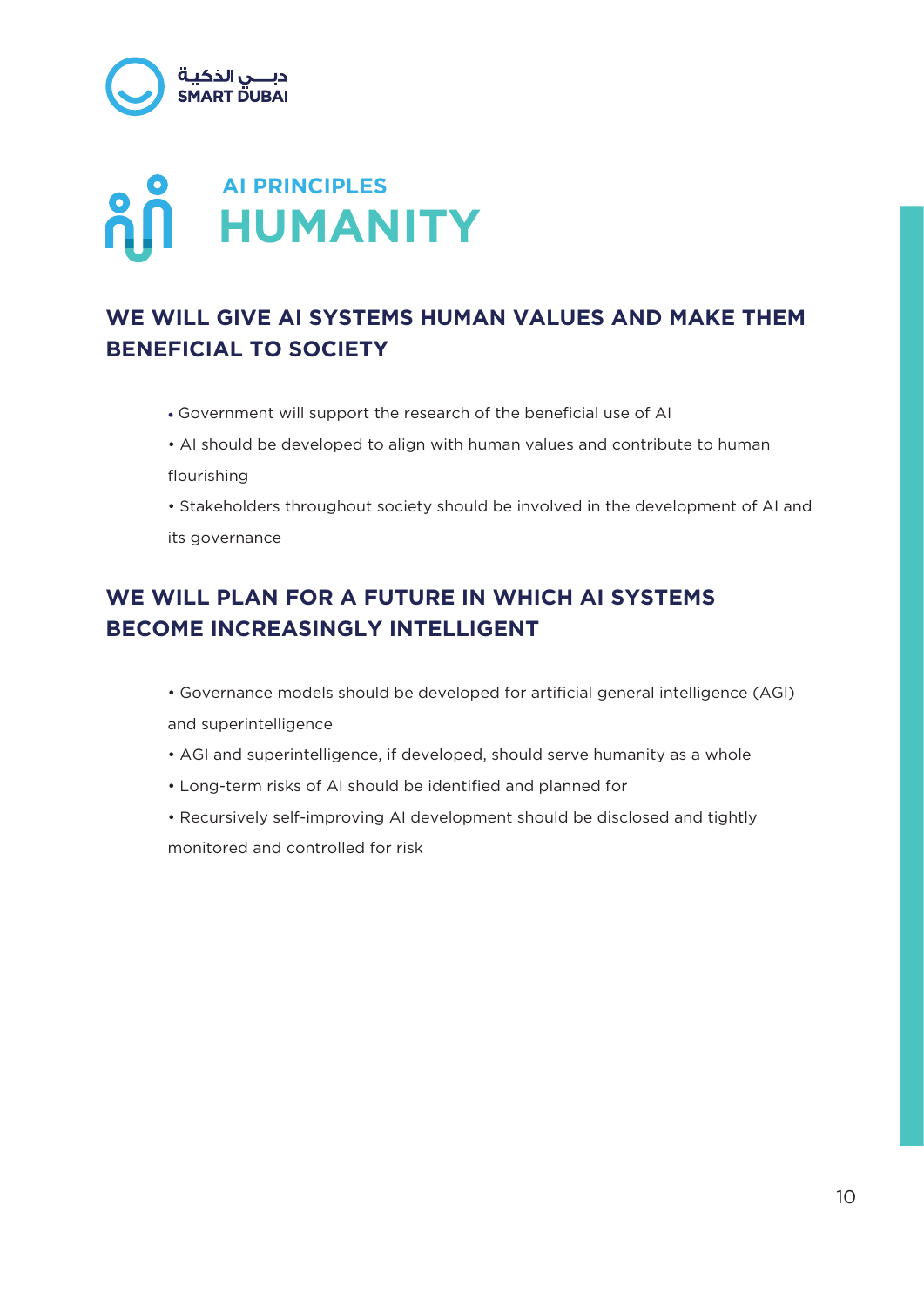AI PRINCIPLES

# HUMANITY

## WE WILL GIVE AI SYSTEMS HUMAN VALUES AND MAKE THEM BENEFICIAL TO SOCIETY

- Government will support the research of the beneficial use of AI
- AI should be developed to align with human values and contribute to human flourishing
- Stakeholders throughout society should be involved in the development of AI and its governance

## WE WILL PLAN FOR A FUTURE IN WHICH AI SYSTEMS BECOME INCREASINGLY INTELLIGENT

- Governance models should be developed for artificial general intelligence (AGI) and superintelligence
- AGI and superintelligence, if developed, should serve humanity as a whole
- Long-term risks of AI should be identified and planned for
- Recursively self-improving AI development should be disclosed and tightly monitored and controlled for risk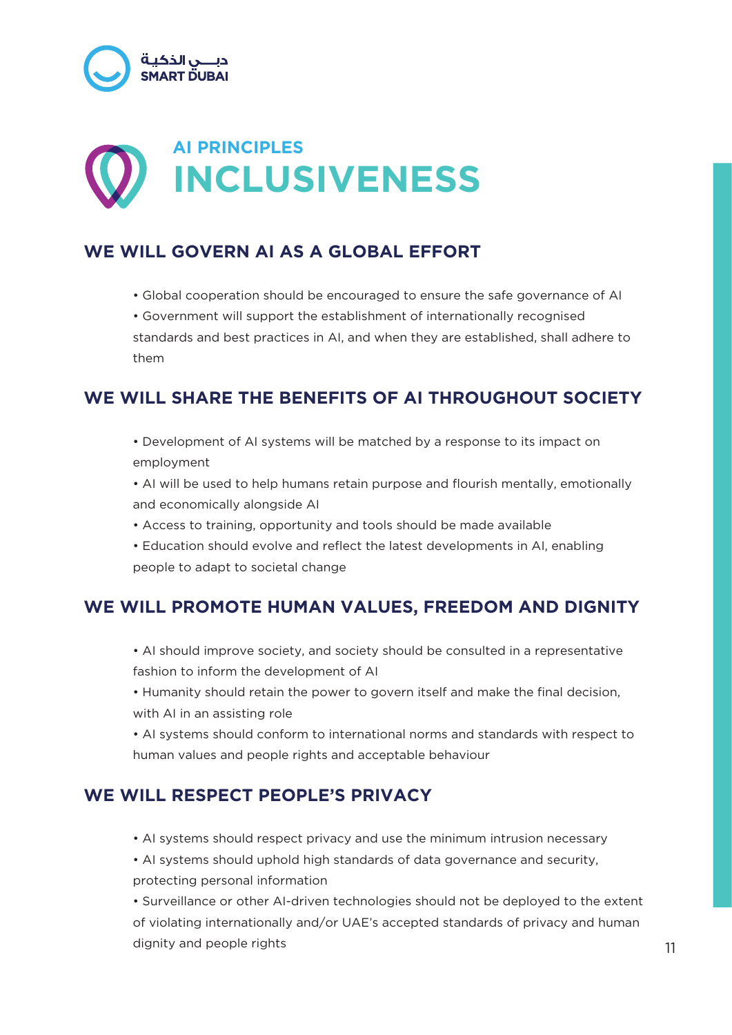AI PRINCIPLES

# INCLUSIVENESS

## WE WILL GOVERN AI AS A GLOBAL EFFORT

- Global cooperation should be encouraged to ensure the safe governance of AI
- Government will support the establishment of internationally recognised standards and best practices in AI, and when they are established, shall adhere to them

## WE WILL SHARE THE BENEFITS OF AI THROUGHOUT SOCIETY

- Development of AI systems will be matched by a response to its impact on employment
- AI will be used to help humans retain purpose and flourish mentally, emotionally and economically alongside AI
- Access to training, opportunity and tools should be made available
- Education should evolve and reflect the latest developments in AI, enabling people to adapt to societal change

## WE WILL PROMOTE HUMAN VALUES, FREEDOM AND DIGNITY

- AI should improve society, and society should be consulted in a representative fashion to inform the development of AI
- Humanity should retain the power to govern itself and make the final decision, with AI in an assisting role
- AI systems should conform to international norms and standards with respect to human values and people rights and acceptable behaviour

## WE WILL RESPECT PEOPLE'S PRIVACY

- AI systems should respect privacy and use the minimum intrusion necessary
- AI systems should uphold high standards of data governance and security, protecting personal information
- Surveillance or other AI-driven technologies should not be deployed to the extent of violating internationally and/or UAE's accepted standards of privacy and human dignity and people rights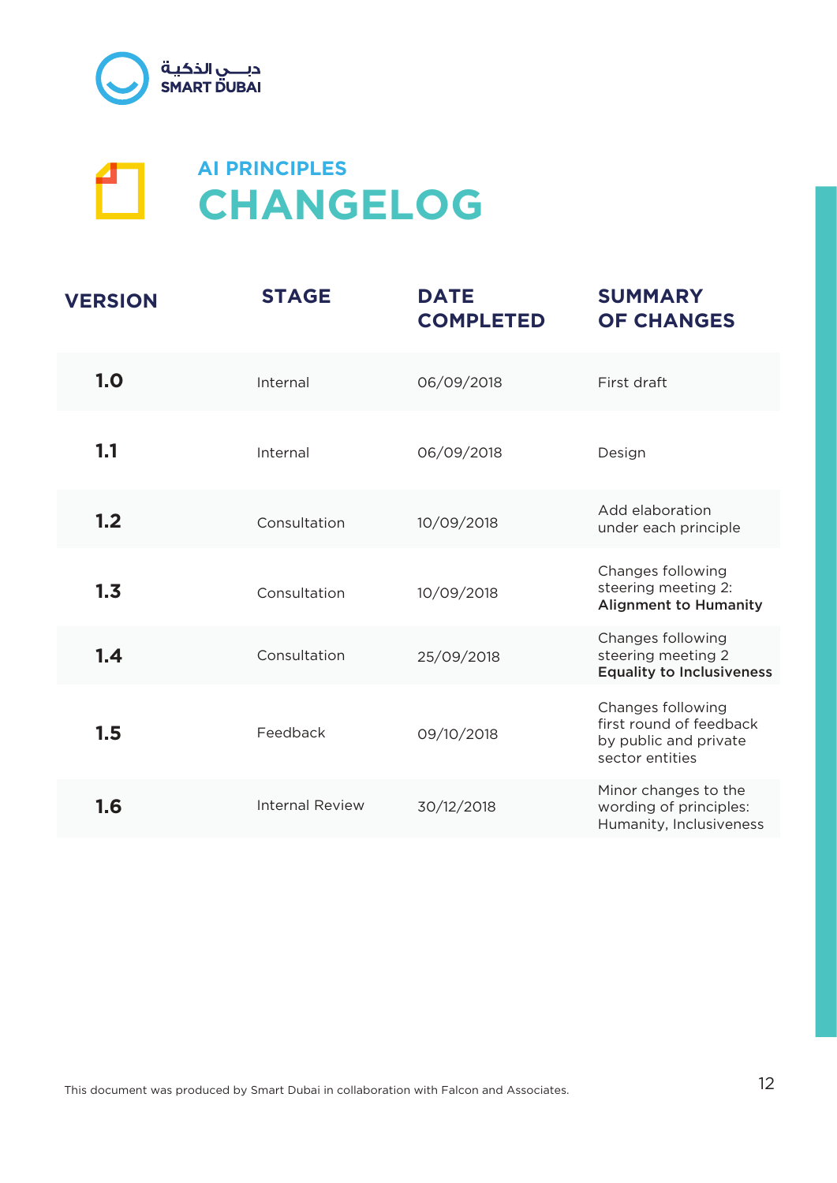## AI PRINCIPLES

# CHANGELOG

| VERSION | STAGE | DATE COMPLETED | SUMMARY OF CHANGES |
|---|---|---|---|
| **1.0** | Internal | 06/09/2018 | First draft |
| **1.1** | Internal | 06/09/2018 | Design |
| **1.2** | Consultation | 10/09/2018 | Add elaboration under each principle |
| **1.3** | Consultation | 10/09/2018 | Changes following steering meeting 2: **Alignment to Humanity** |
| **1.4** | Consultation | 25/09/2018 | Changes following steering meeting 2 **Equality to Inclusiveness** |
| **1.5** | Feedback | 09/10/2018 | Changes following first round of feedback by public and private sector entities |
| **1.6** | Internal Review | 30/12/2018 | Minor changes to the wording of principles: Humanity, Inclusiveness |

This document was produced by Smart Dubai in collaboration with Falcon and Associates.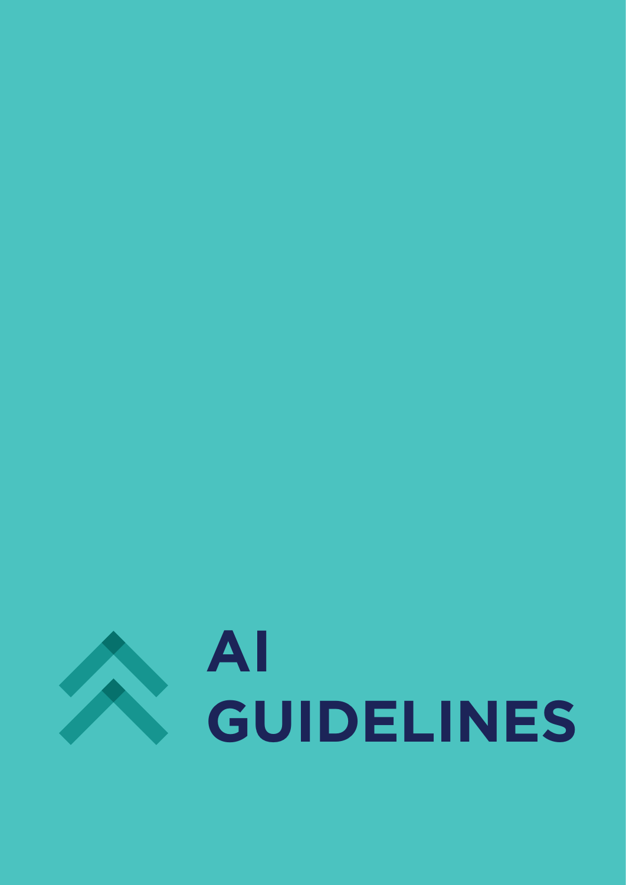# AI GUIDELINES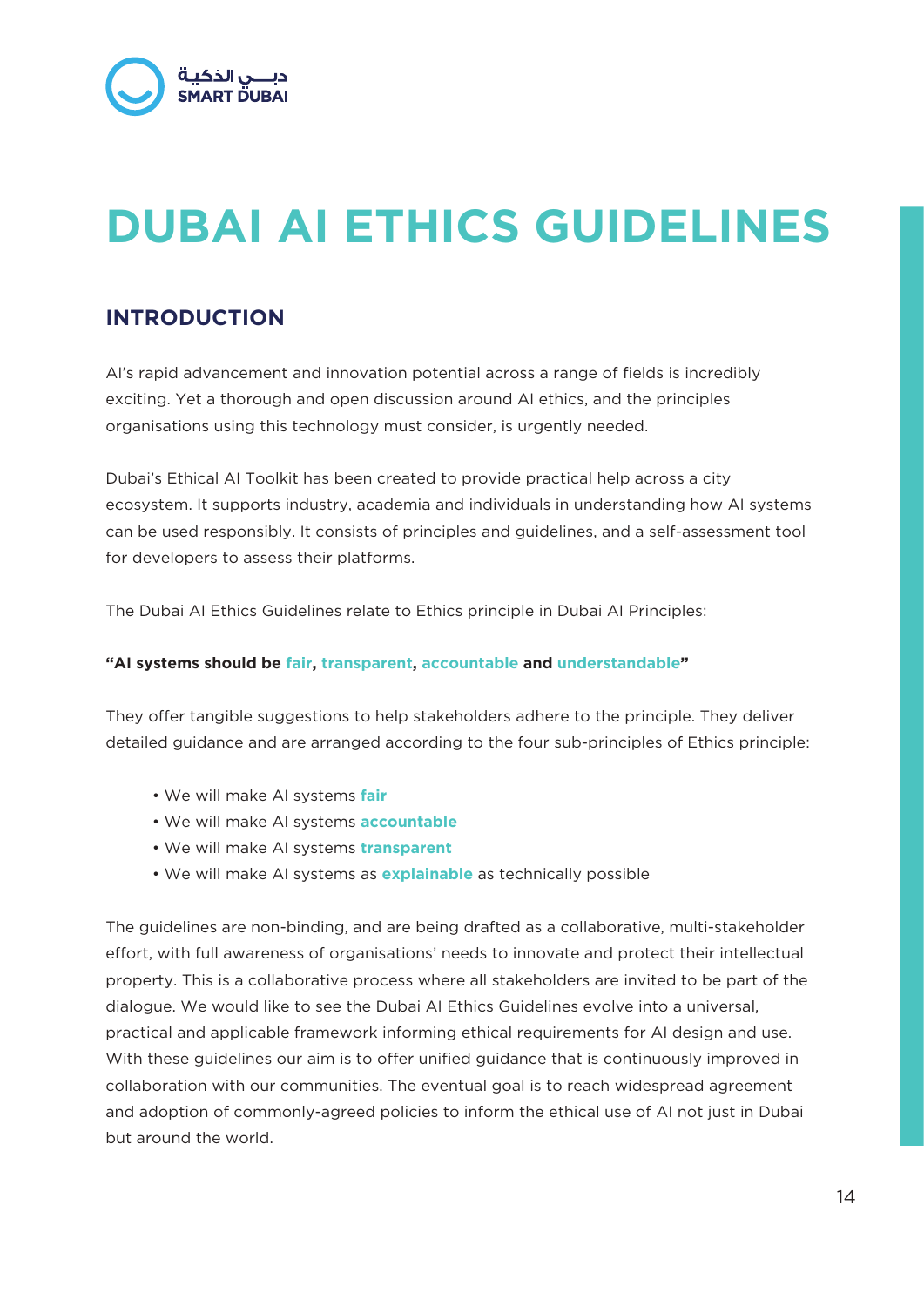# DUBAI AI ETHICS GUIDELINES

## INTRODUCTION

AI's rapid advancement and innovation potential across a range of fields is incredibly exciting. Yet a thorough and open discussion around AI ethics, and the principles organisations using this technology must consider, is urgently needed.

Dubai's Ethical AI Toolkit has been created to provide practical help across a city ecosystem. It supports industry, academia and individuals in understanding how AI systems can be used responsibly. It consists of principles and guidelines, and a self-assessment tool for developers to assess their platforms.

The Dubai AI Ethics Guidelines relate to Ethics principle in Dubai AI Principles:

**"AI systems should be fair, transparent, accountable and understandable"**

They offer tangible suggestions to help stakeholders adhere to the principle. They deliver detailed guidance and are arranged according to the four sub-principles of Ethics principle:

- We will make AI systems **fair**
- We will make AI systems **accountable**
- We will make AI systems **transparent**
- We will make AI systems as **explainable** as technically possible

The guidelines are non-binding, and are being drafted as a collaborative, multi-stakeholder effort, with full awareness of organisations' needs to innovate and protect their intellectual property. This is a collaborative process where all stakeholders are invited to be part of the dialogue. We would like to see the Dubai AI Ethics Guidelines evolve into a universal, practical and applicable framework informing ethical requirements for AI design and use. With these guidelines our aim is to offer unified guidance that is continuously improved in collaboration with our communities. The eventual goal is to reach widespread agreement and adoption of commonly-agreed policies to inform the ethical use of AI not just in Dubai but around the world.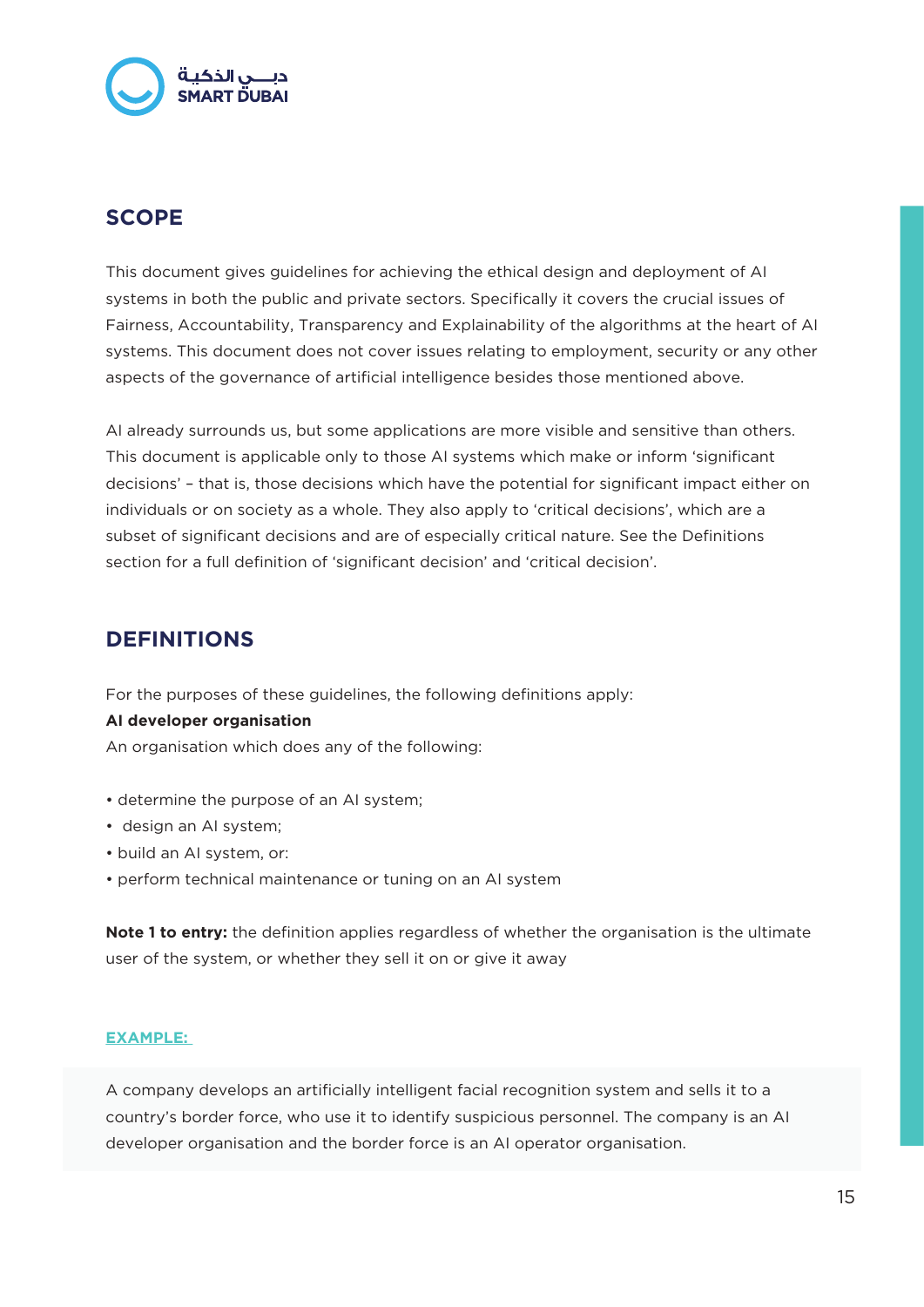## SCOPE

This document gives guidelines for achieving the ethical design and deployment of AI systems in both the public and private sectors. Specifically it covers the crucial issues of Fairness, Accountability, Transparency and Explainability of the algorithms at the heart of AI systems. This document does not cover issues relating to employment, security or any other aspects of the governance of artificial intelligence besides those mentioned above.

AI already surrounds us, but some applications are more visible and sensitive than others. This document is applicable only to those AI systems which make or inform 'significant decisions' – that is, those decisions which have the potential for significant impact either on individuals or on society as a whole. They also apply to 'critical decisions', which are a subset of significant decisions and are of especially critical nature. See the Definitions section for a full definition of 'significant decision' and 'critical decision'.

## DEFINITIONS

For the purposes of these guidelines, the following definitions apply:

**AI developer organisation**

An organisation which does any of the following:

- determine the purpose of an AI system;
- design an AI system;
- build an AI system, or:
- perform technical maintenance or tuning on an AI system

**Note 1 to entry:** the definition applies regardless of whether the organisation is the ultimate user of the system, or whether they sell it on or give it away

**EXAMPLE:**

A company develops an artificially intelligent facial recognition system and sells it to a country's border force, who use it to identify suspicious personnel. The company is an AI developer organisation and the border force is an AI operator organisation.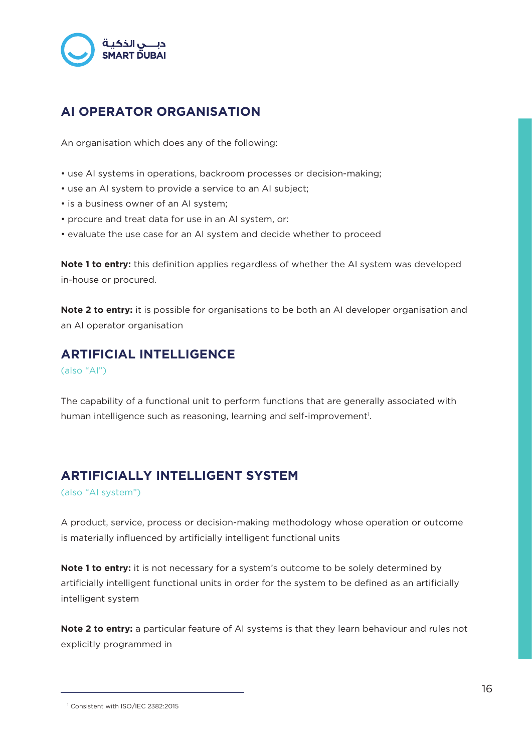## AI OPERATOR ORGANISATION

An organisation which does any of the following:

- use AI systems in operations, backroom processes or decision-making;
- use an AI system to provide a service to an AI subject;
- is a business owner of an AI system;
- procure and treat data for use in an AI system, or:
- evaluate the use case for an AI system and decide whether to proceed

**Note 1 to entry:** this definition applies regardless of whether the AI system was developed in-house or procured.

**Note 2 to entry:** it is possible for organisations to be both an AI developer organisation and an AI operator organisation

## ARTIFICIAL INTELLIGENCE

(also “AI”)

The capability of a functional unit to perform functions that are generally associated with human intelligence such as reasoning, learning and self-improvement[1].

## ARTIFICIALLY INTELLIGENT SYSTEM

(also “AI system”)

A product, service, process or decision-making methodology whose operation or outcome is materially influenced by artificially intelligent functional units

**Note 1 to entry:** it is not necessary for a system’s outcome to be solely determined by artificially intelligent functional units in order for the system to be defined as an artificially intelligent system

**Note 2 to entry:** a particular feature of AI systems is that they learn behaviour and rules not explicitly programmed in

---

[1] Consistent with ISO/IEC 2382:2015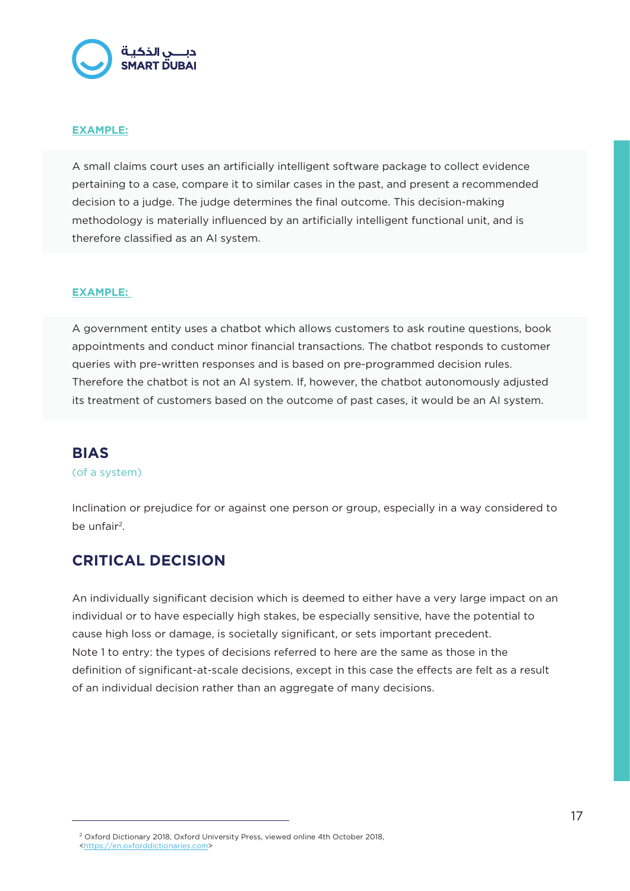**EXAMPLE:**

A small claims court uses an artificially intelligent software package to collect evidence pertaining to a case, compare it to similar cases in the past, and present a recommended decision to a judge. The judge determines the final outcome. This decision-making methodology is materially influenced by an artificially intelligent functional unit, and is therefore classified as an AI system.

**EXAMPLE:**

A government entity uses a chatbot which allows customers to ask routine questions, book appointments and conduct minor financial transactions. The chatbot responds to customer queries with pre-written responses and is based on pre-programmed decision rules. Therefore the chatbot is not an AI system. If, however, the chatbot autonomously adjusted its treatment of customers based on the outcome of past cases, it would be an AI system.

## BIAS

(of a system)

Inclination or prejudice for or against one person or group, especially in a way considered to be unfair[2].

## CRITICAL DECISION

An individually significant decision which is deemed to either have a very large impact on an individual or to have especially high stakes, be especially sensitive, have the potential to cause high loss or damage, is societally significant, or sets important precedent.
Note 1 to entry: the types of decisions referred to here are the same as those in the definition of significant-at-scale decisions, except in this case the effects are felt as a result of an individual decision rather than an aggregate of many decisions.

[2] Oxford Dictionary 2018, Oxford University Press, viewed online 4th October 2018, <https://en.oxforddictionaries.com>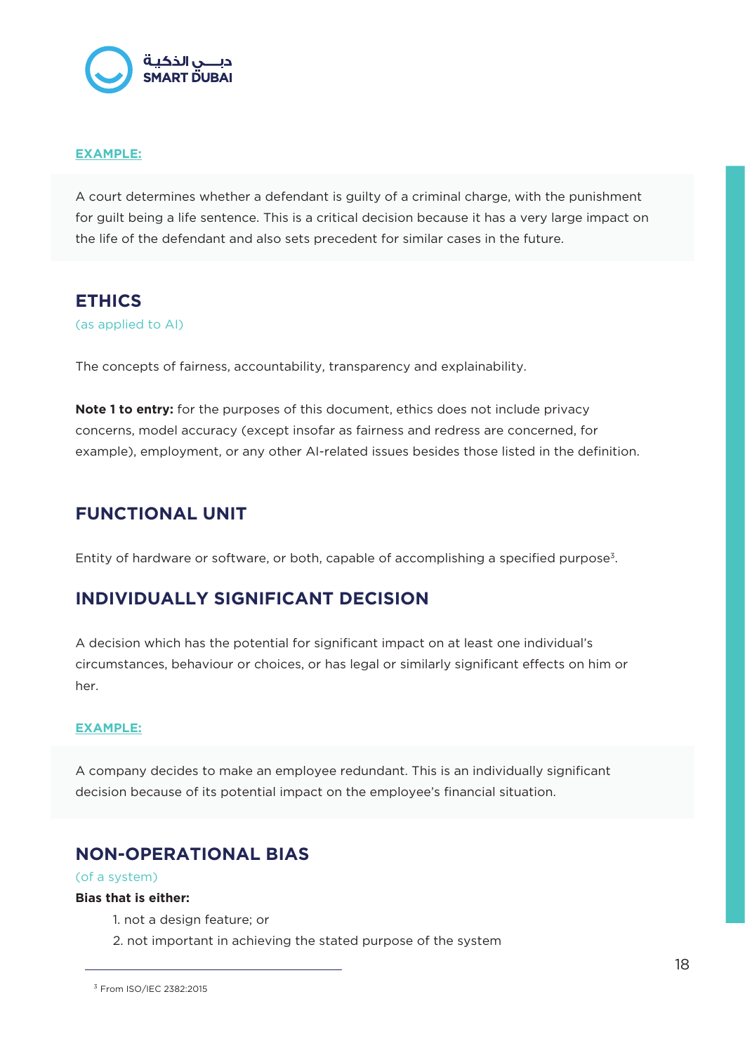**EXAMPLE:**

A court determines whether a defendant is guilty of a criminal charge, with the punishment for guilt being a life sentence. This is a critical decision because it has a very large impact on the life of the defendant and also sets precedent for similar cases in the future.

## ETHICS

(as applied to AI)

The concepts of fairness, accountability, transparency and explainability.

**Note 1 to entry:** for the purposes of this document, ethics does not include privacy concerns, model accuracy (except insofar as fairness and redress are concerned, for example), employment, or any other AI-related issues besides those listed in the definition.

## FUNCTIONAL UNIT

Entity of hardware or software, or both, capable of accomplishing a specified purpose[3].

## INDIVIDUALLY SIGNIFICANT DECISION

A decision which has the potential for significant impact on at least one individual's circumstances, behaviour or choices, or has legal or similarly significant effects on him or her.

**EXAMPLE:**

A company decides to make an employee redundant. This is an individually significant decision because of its potential impact on the employee's financial situation.

## NON-OPERATIONAL BIAS

(of a system)

**Bias that is either:**

1. not a design feature; or
2. not important in achieving the stated purpose of the system

---

[3] From ISO/IEC 2382:2015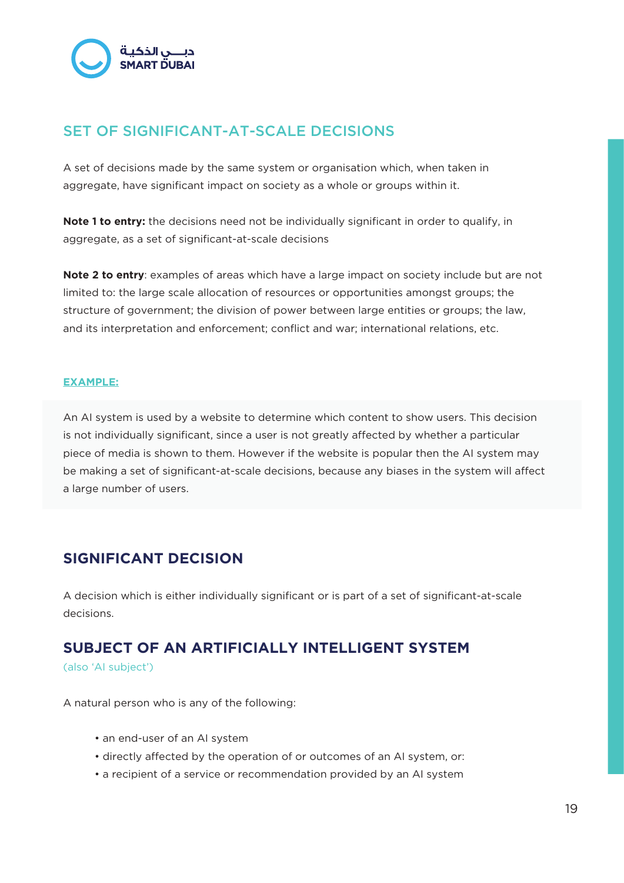## SET OF SIGNIFICANT-AT-SCALE DECISIONS

A set of decisions made by the same system or organisation which, when taken in aggregate, have significant impact on society as a whole or groups within it.

**Note 1 to entry:** the decisions need not be individually significant in order to qualify, in aggregate, as a set of significant-at-scale decisions

**Note 2 to entry**: examples of areas which have a large impact on society include but are not limited to: the large scale allocation of resources or opportunities amongst groups; the structure of government; the division of power between large entities or groups; the law, and its interpretation and enforcement; conflict and war; international relations, etc.

**EXAMPLE:**

An AI system is used by a website to determine which content to show users. This decision is not individually significant, since a user is not greatly affected by whether a particular piece of media is shown to them. However if the website is popular then the AI system may be making a set of significant-at-scale decisions, because any biases in the system will affect a large number of users.

## SIGNIFICANT DECISION

A decision which is either individually significant or is part of a set of significant-at-scale decisions.

## SUBJECT OF AN ARTIFICIALLY INTELLIGENT SYSTEM

(also 'AI subject')

A natural person who is any of the following:

- an end-user of an AI system
- directly affected by the operation of or outcomes of an AI system, or:
- a recipient of a service or recommendation provided by an AI system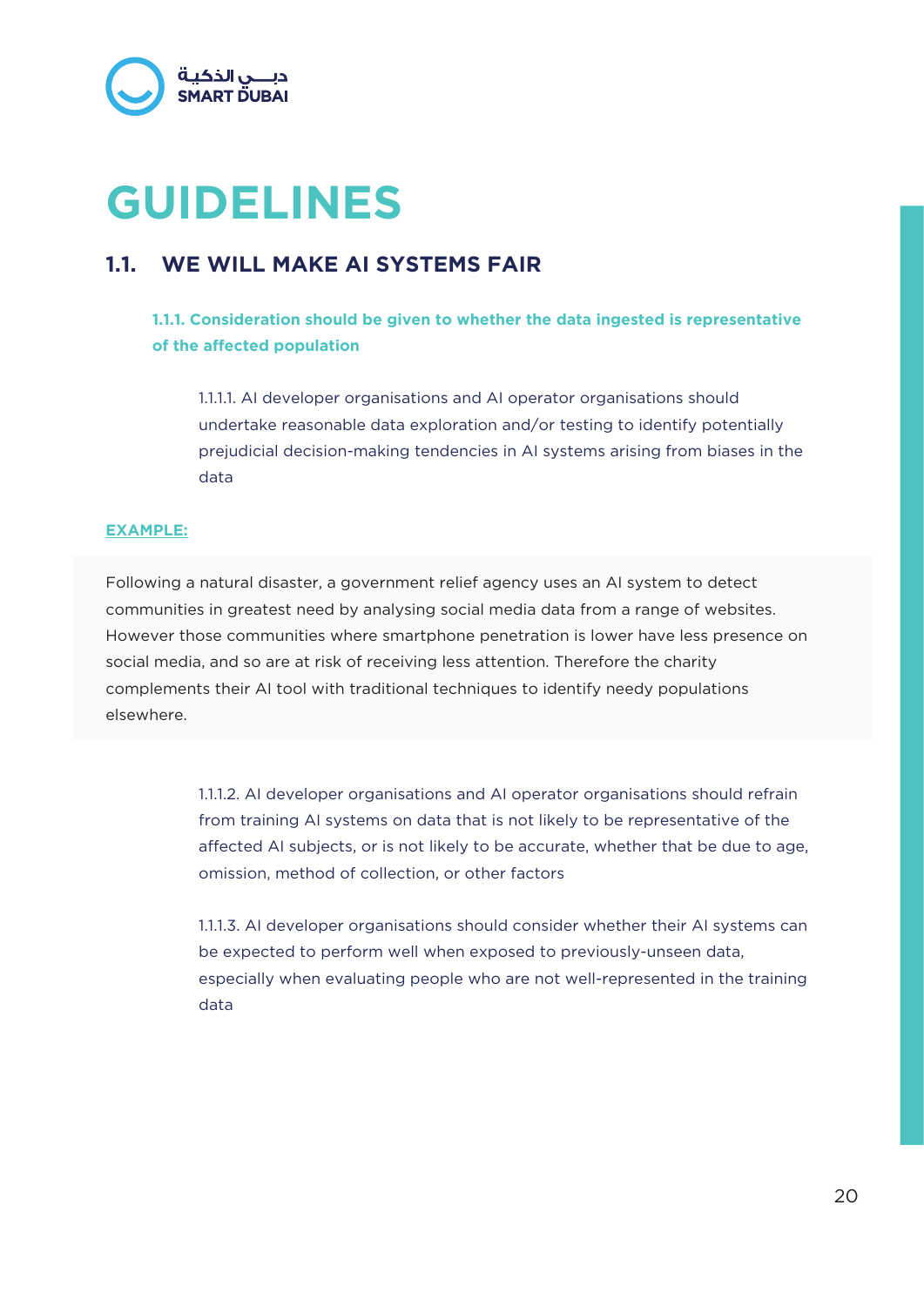# GUIDELINES

## 1.1. WE WILL MAKE AI SYSTEMS FAIR

### 1.1.1. Consideration should be given to whether the data ingested is representative of the affected population

1.1.1.1. AI developer organisations and AI operator organisations should undertake reasonable data exploration and/or testing to identify potentially prejudicial decision-making tendencies in AI systems arising from biases in the data

**EXAMPLE:**

Following a natural disaster, a government relief agency uses an AI system to detect communities in greatest need by analysing social media data from a range of websites. However those communities where smartphone penetration is lower have less presence on social media, and so are at risk of receiving less attention. Therefore the charity complements their AI tool with traditional techniques to identify needy populations elsewhere.

1.1.1.2. AI developer organisations and AI operator organisations should refrain from training AI systems on data that is not likely to be representative of the affected AI subjects, or is not likely to be accurate, whether that be due to age, omission, method of collection, or other factors

1.1.1.3. AI developer organisations should consider whether their AI systems can be expected to perform well when exposed to previously-unseen data, especially when evaluating people who are not well-represented in the training data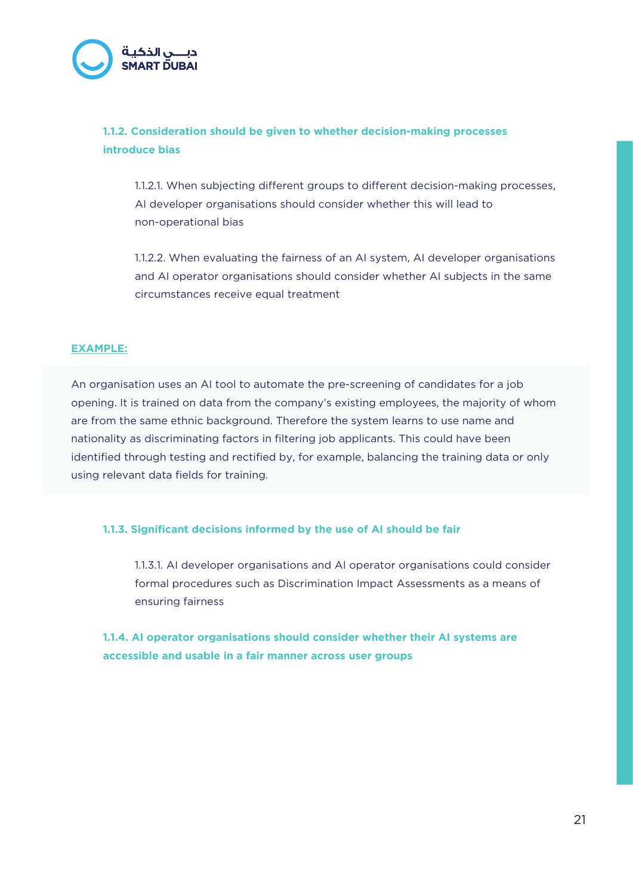### 1.1.2. Consideration should be given to whether decision-making processes introduce bias

1.1.2.1. When subjecting different groups to different decision-making processes, AI developer organisations should consider whether this will lead to non-operational bias

1.1.2.2. When evaluating the fairness of an AI system, AI developer organisations and AI operator organisations should consider whether AI subjects in the same circumstances receive equal treatment

**EXAMPLE:**

An organisation uses an AI tool to automate the pre-screening of candidates for a job opening. It is trained on data from the company's existing employees, the majority of whom are from the same ethnic background. Therefore the system learns to use name and nationality as discriminating factors in filtering job applicants. This could have been identified through testing and rectified by, for example, balancing the training data or only using relevant data fields for training.

### 1.1.3. Significant decisions informed by the use of AI should be fair

1.1.3.1. AI developer organisations and AI operator organisations could consider formal procedures such as Discrimination Impact Assessments as a means of ensuring fairness

### 1.1.4. AI operator organisations should consider whether their AI systems are accessible and usable in a fair manner across user groups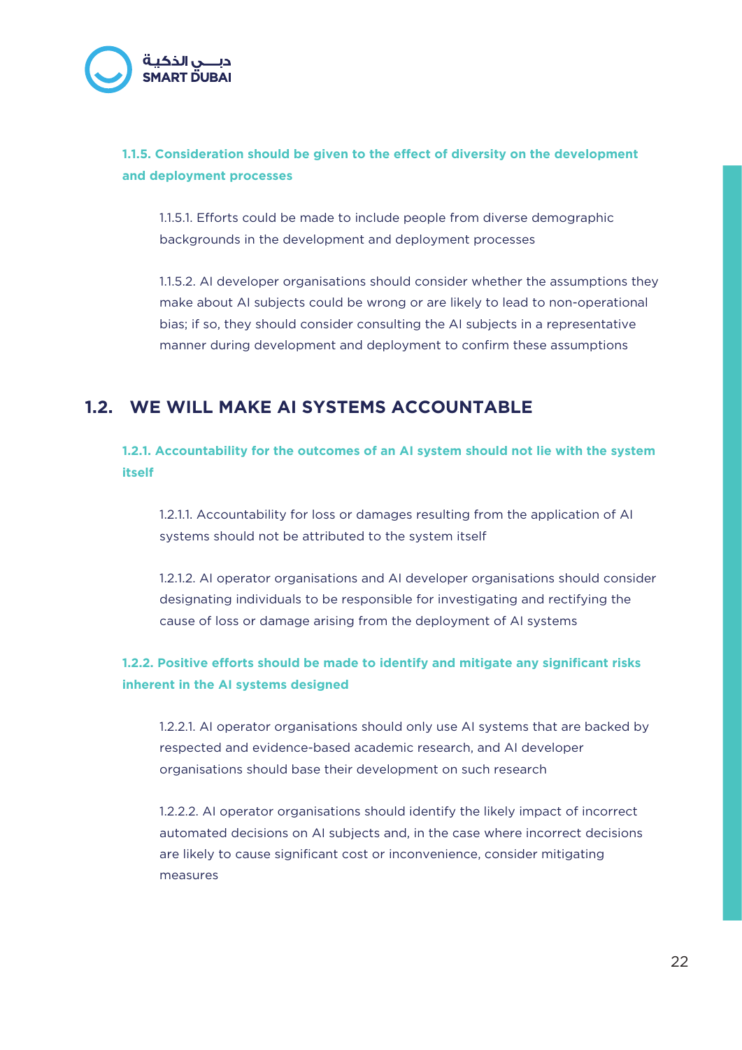### 1.1.5. Consideration should be given to the effect of diversity on the development and deployment processes

1.1.5.1. Efforts could be made to include people from diverse demographic backgrounds in the development and deployment processes

1.1.5.2. AI developer organisations should consider whether the assumptions they make about AI subjects could be wrong or are likely to lead to non-operational bias; if so, they should consider consulting the AI subjects in a representative manner during development and deployment to confirm these assumptions

## 1.2. WE WILL MAKE AI SYSTEMS ACCOUNTABLE

### 1.2.1. Accountability for the outcomes of an AI system should not lie with the system itself

1.2.1.1. Accountability for loss or damages resulting from the application of AI systems should not be attributed to the system itself

1.2.1.2. AI operator organisations and AI developer organisations should consider designating individuals to be responsible for investigating and rectifying the cause of loss or damage arising from the deployment of AI systems

### 1.2.2. Positive efforts should be made to identify and mitigate any significant risks inherent in the AI systems designed

1.2.2.1. AI operator organisations should only use AI systems that are backed by respected and evidence-based academic research, and AI developer organisations should base their development on such research

1.2.2.2. AI operator organisations should identify the likely impact of incorrect automated decisions on AI subjects and, in the case where incorrect decisions are likely to cause significant cost or inconvenience, consider mitigating measures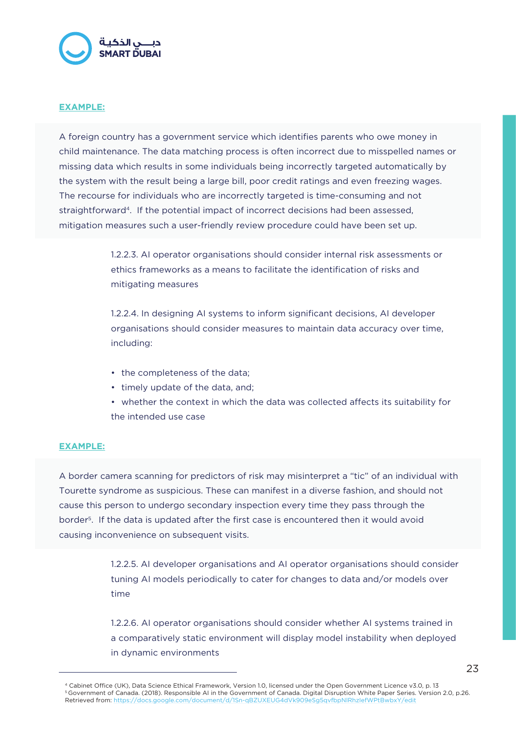**EXAMPLE:**

A foreign country has a government service which identifies parents who owe money in child maintenance. The data matching process is often incorrect due to misspelled names or missing data which results in some individuals being incorrectly targeted automatically by the system with the result being a large bill, poor credit ratings and even freezing wages. The recourse for individuals who are incorrectly targeted is time-consuming and not straightforward[4]. If the potential impact of incorrect decisions had been assessed, mitigation measures such a user-friendly review procedure could have been set up.

1.2.2.3. AI operator organisations should consider internal risk assessments or ethics frameworks as a means to facilitate the identification of risks and mitigating measures

1.2.2.4. In designing AI systems to inform significant decisions, AI developer organisations should consider measures to maintain data accuracy over time, including:

- the completeness of the data;
- timely update of the data, and;
- whether the context in which the data was collected affects its suitability for the intended use case

**EXAMPLE:**

A border camera scanning for predictors of risk may misinterpret a "tic" of an individual with Tourette syndrome as suspicious. These can manifest in a diverse fashion, and should not cause this person to undergo secondary inspection every time they pass through the border[5]. If the data is updated after the first case is encountered then it would avoid causing inconvenience on subsequent visits.

1.2.2.5. AI developer organisations and AI operator organisations should consider tuning AI models periodically to cater for changes to data and/or models over time

1.2.2.6. AI operator organisations should consider whether AI systems trained in a comparatively static environment will display model instability when deployed in dynamic environments

---

[4] Cabinet Office (UK), Data Science Ethical Framework, Version 1.0, licensed under the Open Government Licence v3.0, p. 13

[5] Government of Canada. (2018). Responsible AI in the Government of Canada. Digital Disruption White Paper Series. Version 2.0, p.26. Retrieved from: https://docs.google.com/document/d/1Sn-qBZUXEUG4dVk909eSg5qvfbpNlRhzIefWPtBwbxY/edit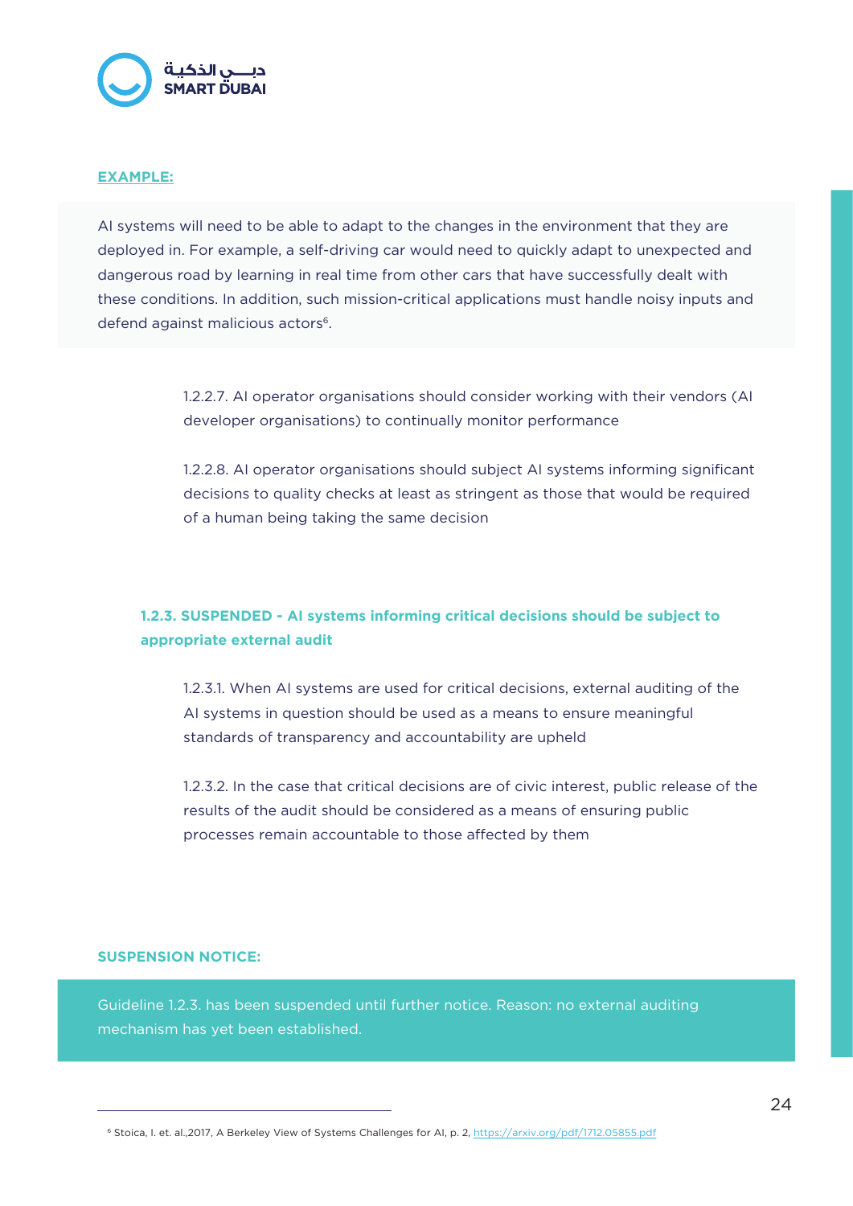**EXAMPLE:**

AI systems will need to be able to adapt to the changes in the environment that they are deployed in. For example, a self-driving car would need to quickly adapt to unexpected and dangerous road by learning in real time from other cars that have successfully dealt with these conditions. In addition, such mission-critical applications must handle noisy inputs and defend against malicious actors[6].

1.2.2.7. AI operator organisations should consider working with their vendors (AI developer organisations) to continually monitor performance

1.2.2.8. AI operator organisations should subject AI systems informing significant decisions to quality checks at least as stringent as those that would be required of a human being taking the same decision

### 1.2.3. SUSPENDED - AI systems informing critical decisions should be subject to appropriate external audit

1.2.3.1. When AI systems are used for critical decisions, external auditing of the AI systems in question should be used as a means to ensure meaningful standards of transparency and accountability are upheld

1.2.3.2. In the case that critical decisions are of civic interest, public release of the results of the audit should be considered as a means of ensuring public processes remain accountable to those affected by them

**SUSPENSION NOTICE:**

Guideline 1.2.3. has been suspended until further notice. Reason: no external auditing mechanism has yet been established.

---

[6] Stoica, I. et. al.,2017, A Berkeley View of Systems Challenges for AI, p. 2, https://arxiv.org/pdf/1712.05855.pdf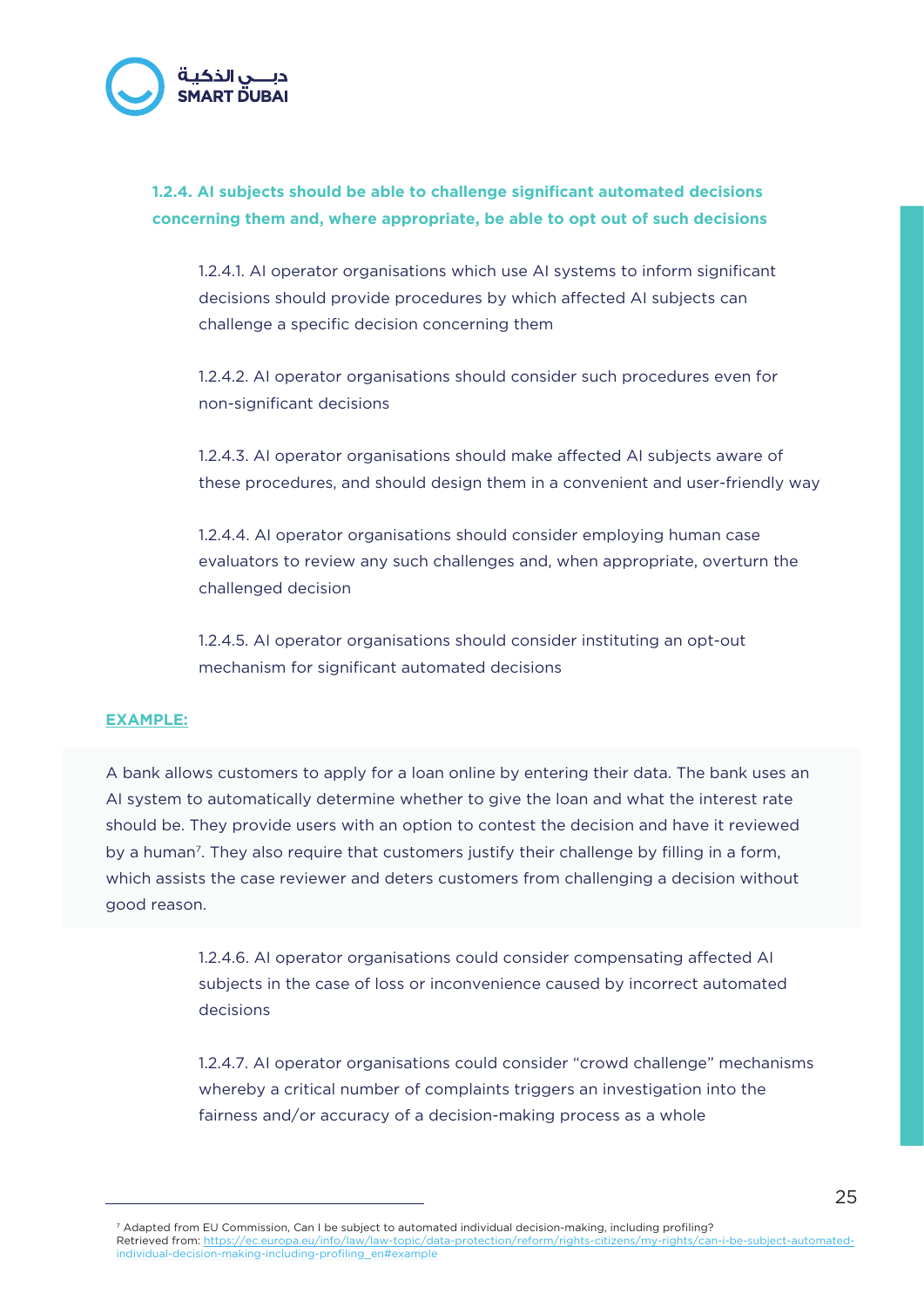### 1.2.4. AI subjects should be able to challenge significant automated decisions concerning them and, where appropriate, be able to opt out of such decisions

1.2.4.1. AI operator organisations which use AI systems to inform significant decisions should provide procedures by which affected AI subjects can challenge a specific decision concerning them

1.2.4.2. AI operator organisations should consider such procedures even for non-significant decisions

1.2.4.3. AI operator organisations should make affected AI subjects aware of these procedures, and should design them in a convenient and user-friendly way

1.2.4.4. AI operator organisations should consider employing human case evaluators to review any such challenges and, when appropriate, overturn the challenged decision

1.2.4.5. AI operator organisations should consider instituting an opt-out mechanism for significant automated decisions

**EXAMPLE:**

A bank allows customers to apply for a loan online by entering their data. The bank uses an AI system to automatically determine whether to give the loan and what the interest rate should be. They provide users with an option to contest the decision and have it reviewed by a human[7]. They also require that customers justify their challenge by filling in a form, which assists the case reviewer and deters customers from challenging a decision without good reason.

1.2.4.6. AI operator organisations could consider compensating affected AI subjects in the case of loss or inconvenience caused by incorrect automated decisions

1.2.4.7. AI operator organisations could consider "crowd challenge" mechanisms whereby a critical number of complaints triggers an investigation into the fairness and/or accuracy of a decision-making process as a whole

---

[7] Adapted from EU Commission, Can I be subject to automated individual decision-making, including profiling? Retrieved from: https://ec.europa.eu/info/law/law-topic/data-protection/reform/rights-citizens/my-rights/can-i-be-subject-automated-individual-decision-making-including-profiling_en#example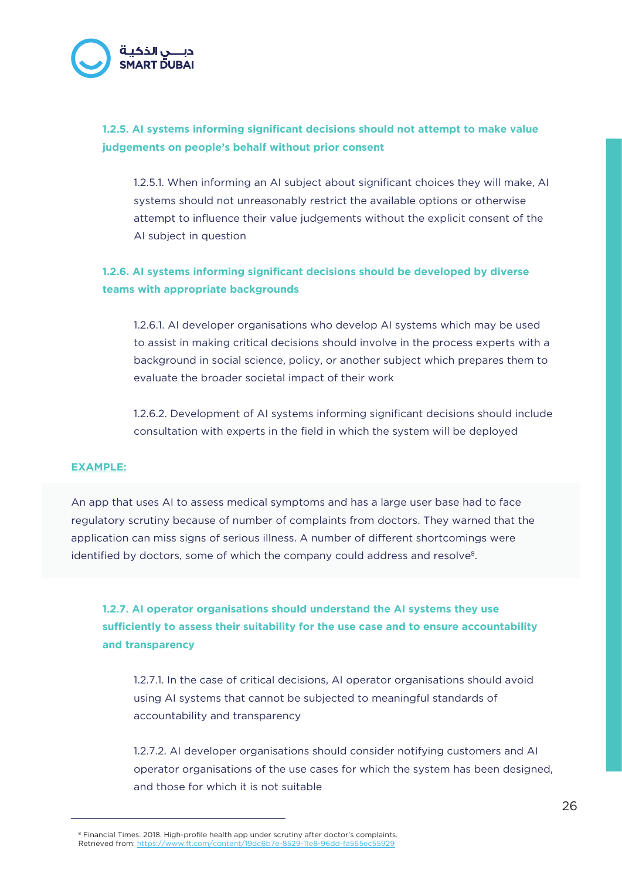### 1.2.5. AI systems informing significant decisions should not attempt to make value judgements on people's behalf without prior consent

1.2.5.1. When informing an AI subject about significant choices they will make, AI systems should not unreasonably restrict the available options or otherwise attempt to influence their value judgements without the explicit consent of the AI subject in question

### 1.2.6. AI systems informing significant decisions should be developed by diverse teams with appropriate backgrounds

1.2.6.1. AI developer organisations who develop AI systems which may be used to assist in making critical decisions should involve in the process experts with a background in social science, policy, or another subject which prepares them to evaluate the broader societal impact of their work

1.2.6.2. Development of AI systems informing significant decisions should include consultation with experts in the field in which the system will be deployed

**EXAMPLE:**

An app that uses AI to assess medical symptoms and has a large user base had to face regulatory scrutiny because of number of complaints from doctors. They warned that the application can miss signs of serious illness. A number of different shortcomings were identified by doctors, some of which the company could address and resolve[8].

### 1.2.7. AI operator organisations should understand the AI systems they use sufficiently to assess their suitability for the use case and to ensure accountability and transparency

1.2.7.1. In the case of critical decisions, AI operator organisations should avoid using AI systems that cannot be subjected to meaningful standards of accountability and transparency

1.2.7.2. AI developer organisations should consider notifying customers and AI operator organisations of the use cases for which the system has been designed, and those for which it is not suitable

---

[8] Financial Times. 2018. High-profile health app under scrutiny after doctor's complaints. Retrieved from: https://www.ft.com/content/19dc6b7e-8529-11e8-96dd-fa565ec55929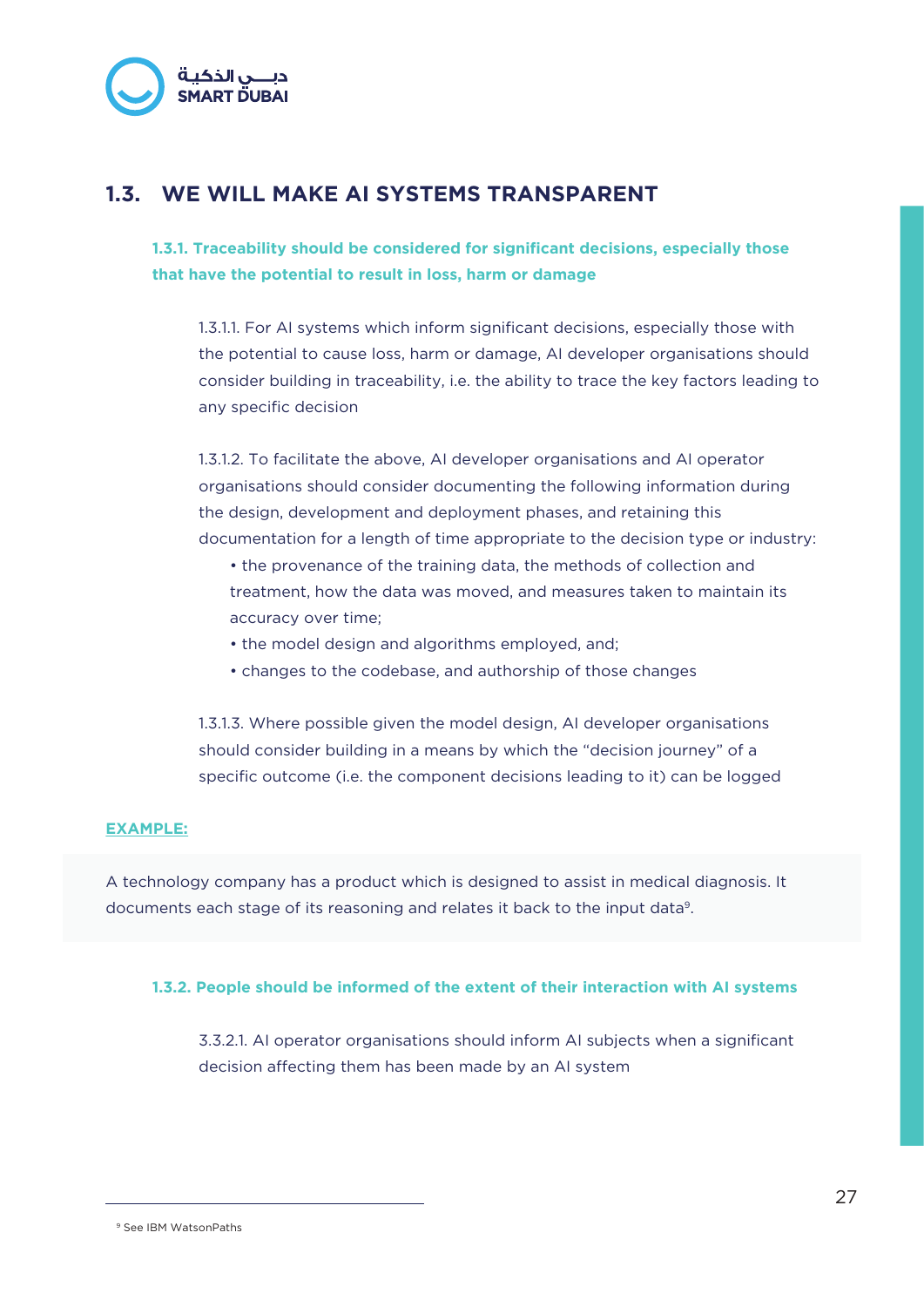## 1.3. WE WILL MAKE AI SYSTEMS TRANSPARENT

### 1.3.1. Traceability should be considered for significant decisions, especially those that have the potential to result in loss, harm or damage

1.3.1.1. For AI systems which inform significant decisions, especially those with the potential to cause loss, harm or damage, AI developer organisations should consider building in traceability, i.e. the ability to trace the key factors leading to any specific decision

1.3.1.2. To facilitate the above, AI developer organisations and AI operator organisations should consider documenting the following information during the design, development and deployment phases, and retaining this documentation for a length of time appropriate to the decision type or industry:

- the provenance of the training data, the methods of collection and treatment, how the data was moved, and measures taken to maintain its accuracy over time;
- the model design and algorithms employed, and;
- changes to the codebase, and authorship of those changes

1.3.1.3. Where possible given the model design, AI developer organisations should consider building in a means by which the “decision journey” of a specific outcome (i.e. the component decisions leading to it) can be logged

**EXAMPLE:**

A technology company has a product which is designed to assist in medical diagnosis. It documents each stage of its reasoning and relates it back to the input data[9].

### 1.3.2. People should be informed of the extent of their interaction with AI systems

3.3.2.1. AI operator organisations should inform AI subjects when a significant decision affecting them has been made by an AI system

[9] See IBM WatsonPaths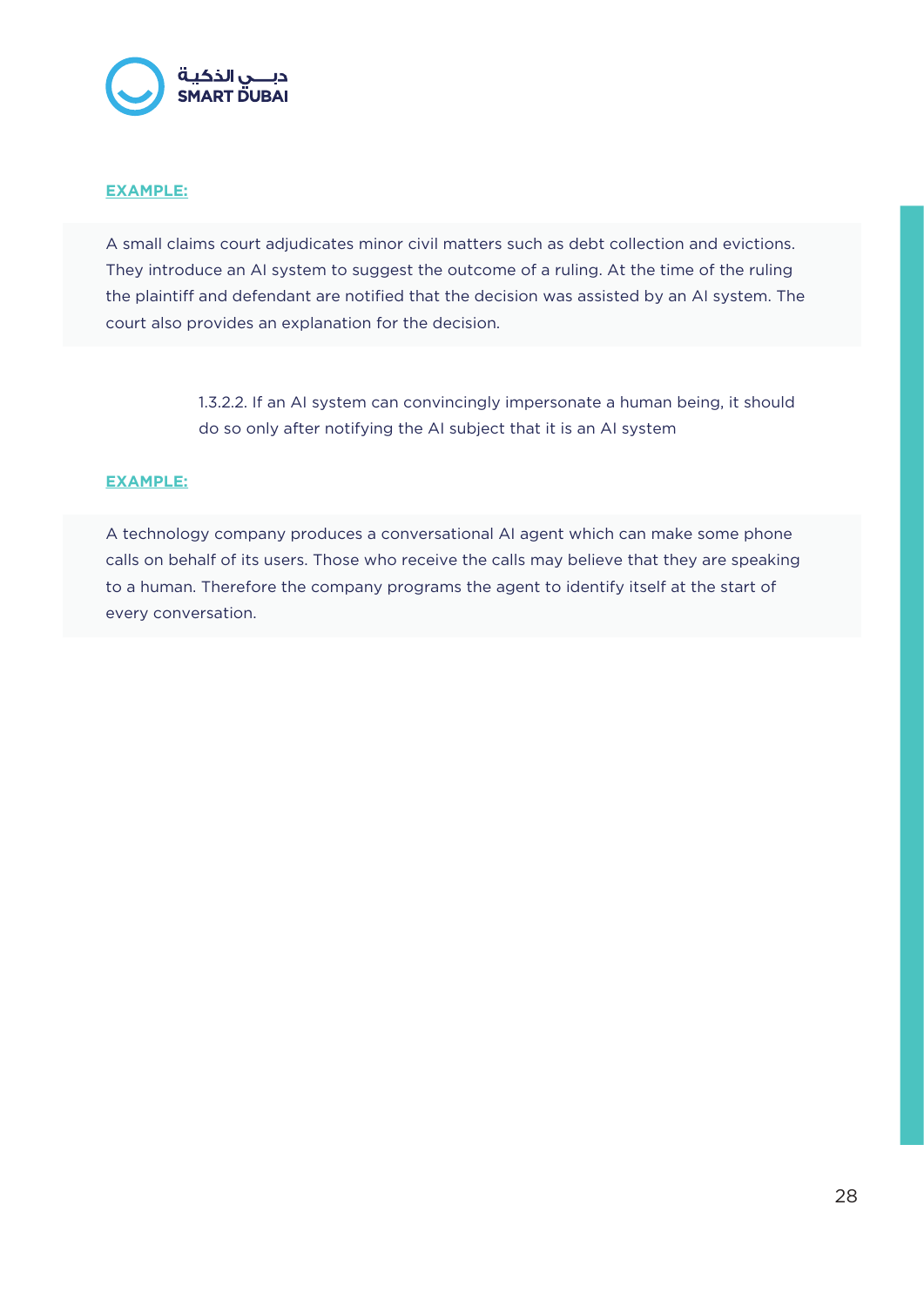**EXAMPLE:**

A small claims court adjudicates minor civil matters such as debt collection and evictions. They introduce an AI system to suggest the outcome of a ruling. At the time of the ruling the plaintiff and defendant are notified that the decision was assisted by an AI system. The court also provides an explanation for the decision.

1.3.2.2. If an AI system can convincingly impersonate a human being, it should do so only after notifying the AI subject that it is an AI system

**EXAMPLE:**

A technology company produces a conversational AI agent which can make some phone calls on behalf of its users. Those who receive the calls may believe that they are speaking to a human. Therefore the company programs the agent to identify itself at the start of every conversation.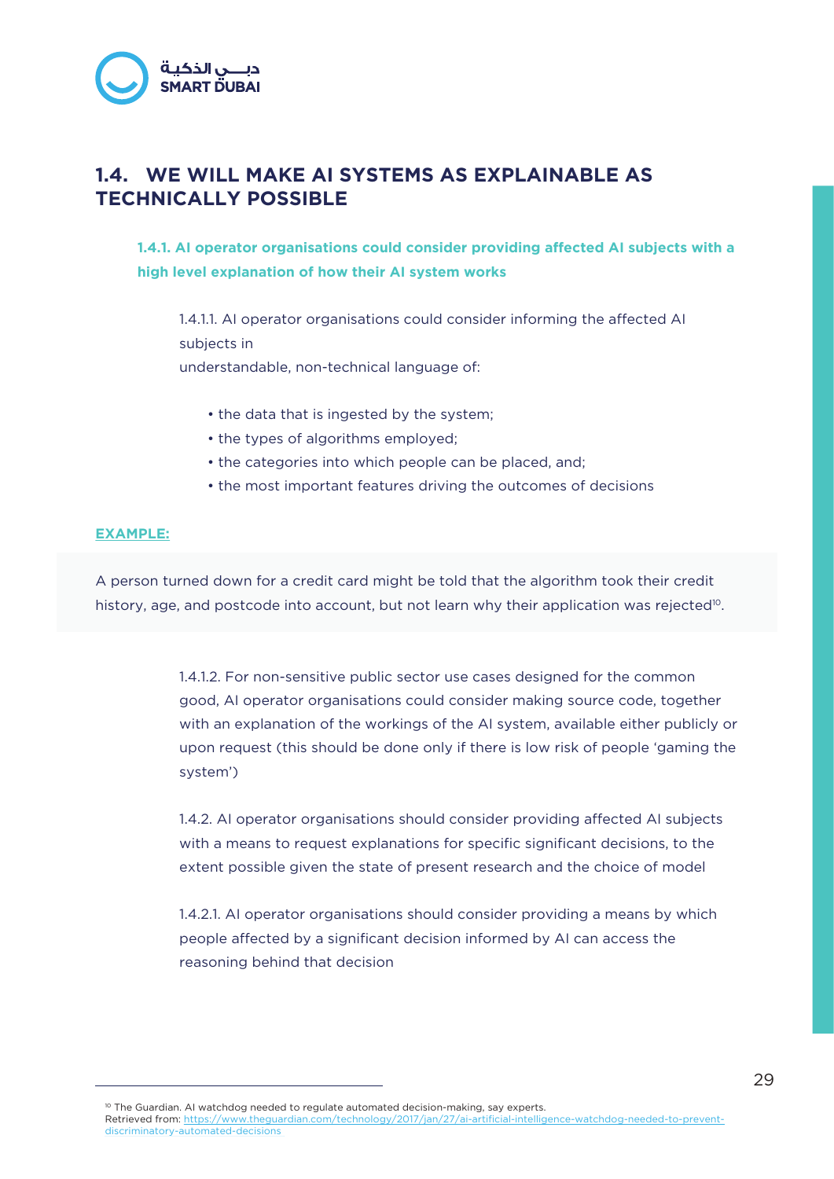## 1.4. WE WILL MAKE AI SYSTEMS AS EXPLAINABLE AS TECHNICALLY POSSIBLE

### 1.4.1. AI operator organisations could consider providing affected AI subjects with a high level explanation of how their AI system works

1.4.1.1. AI operator organisations could consider informing the affected AI subjects in
understandable, non-technical language of:

- the data that is ingested by the system;
- the types of algorithms employed;
- the categories into which people can be placed, and;
- the most important features driving the outcomes of decisions

**EXAMPLE:**

A person turned down for a credit card might be told that the algorithm took their credit history, age, and postcode into account, but not learn why their application was rejected[10].

1.4.1.2. For non-sensitive public sector use cases designed for the common good, AI operator organisations could consider making source code, together with an explanation of the workings of the AI system, available either publicly or upon request (this should be done only if there is low risk of people 'gaming the system')

1.4.2. AI operator organisations should consider providing affected AI subjects with a means to request explanations for specific significant decisions, to the extent possible given the state of present research and the choice of model

1.4.2.1. AI operator organisations should consider providing a means by which people affected by a significant decision informed by AI can access the reasoning behind that decision

---

[10] The Guardian. AI watchdog needed to regulate automated decision-making, say experts.
Retrieved from: https://www.theguardian.com/technology/2017/jan/27/ai-artificial-intelligence-watchdog-needed-to-prevent-discriminatory-automated-decisions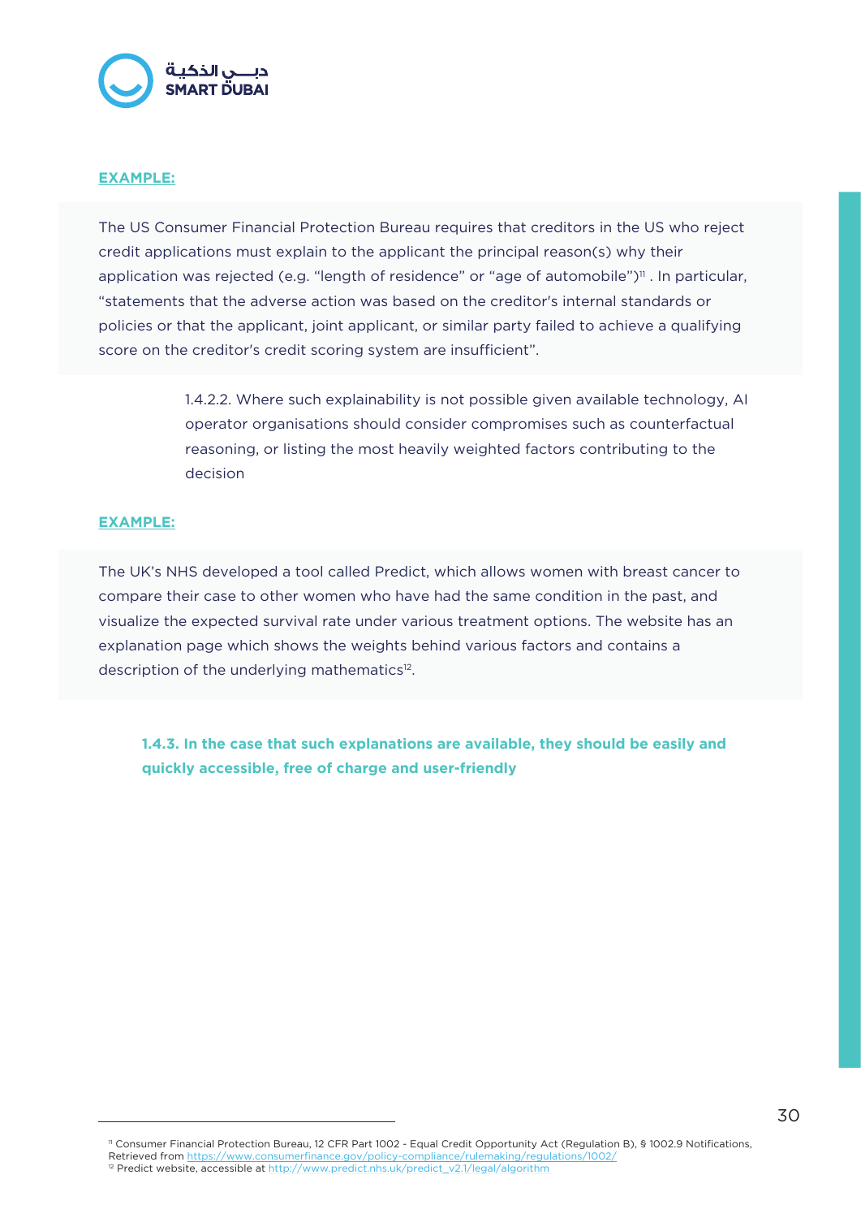**EXAMPLE:**

The US Consumer Financial Protection Bureau requires that creditors in the US who reject credit applications must explain to the applicant the principal reason(s) why their application was rejected (e.g. "length of residence" or "age of automobile")[11] . In particular, "statements that the adverse action was based on the creditor's internal standards or policies or that the applicant, joint applicant, or similar party failed to achieve a qualifying score on the creditor's credit scoring system are insufficient".

1.4.2.2. Where such explainability is not possible given available technology, AI operator organisations should consider compromises such as counterfactual reasoning, or listing the most heavily weighted factors contributing to the decision

**EXAMPLE:**

The UK's NHS developed a tool called Predict, which allows women with breast cancer to compare their case to other women who have had the same condition in the past, and visualize the expected survival rate under various treatment options. The website has an explanation page which shows the weights behind various factors and contains a description of the underlying mathematics[12].

**1.4.3. In the case that such explanations are available, they should be easily and quickly accessible, free of charge and user-friendly**

---

[11] Consumer Financial Protection Bureau, 12 CFR Part 1002 - Equal Credit Opportunity Act (Regulation B), § 1002.9 Notifications, Retrieved from https://www.consumerfinance.gov/policy-compliance/rulemaking/regulations/1002/

[12] Predict website, accessible at http://www.predict.nhs.uk/predict_v2.1/legal/algorithm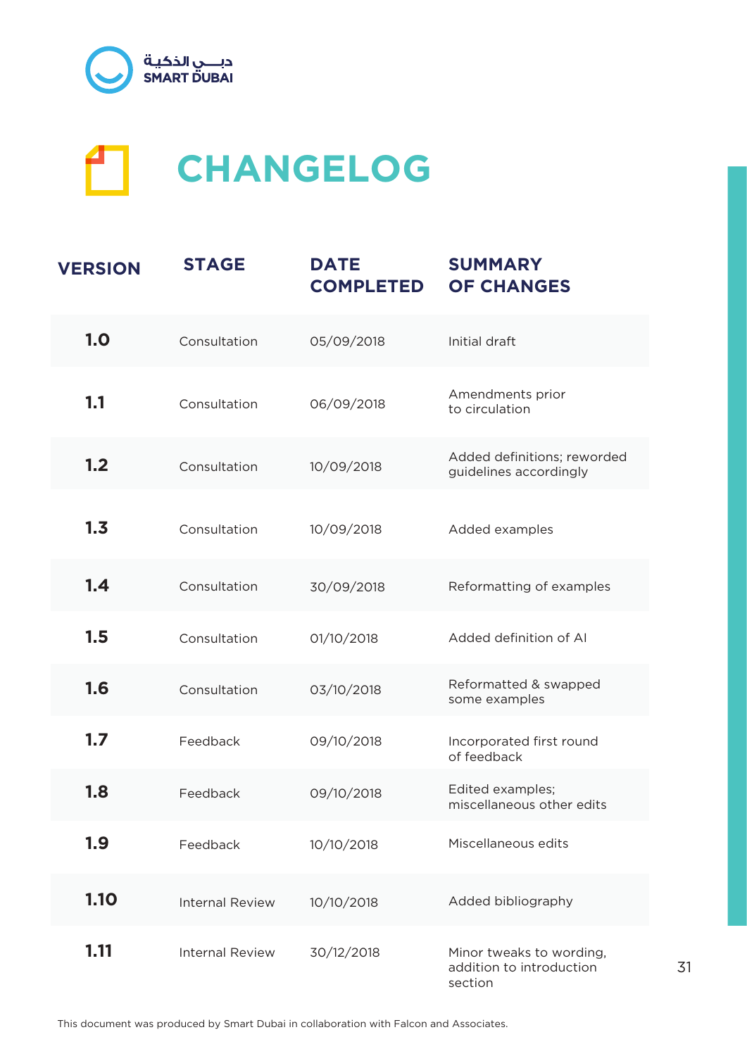# CHANGELOG

| VERSION | STAGE | DATE COMPLETED | SUMMARY OF CHANGES |
|---|---|---|---|
| **1.0** | Consultation | 05/09/2018 | Initial draft |
| **1.1** | Consultation | 06/09/2018 | Amendments prior to circulation |
| **1.2** | Consultation | 10/09/2018 | Added definitions; reworded guidelines accordingly |
| **1.3** | Consultation | 10/09/2018 | Added examples |
| **1.4** | Consultation | 30/09/2018 | Reformatting of examples |
| **1.5** | Consultation | 01/10/2018 | Added definition of AI |
| **1.6** | Consultation | 03/10/2018 | Reformatted & swapped some examples |
| **1.7** | Feedback | 09/10/2018 | Incorporated first round of feedback |
| **1.8** | Feedback | 09/10/2018 | Edited examples; miscellaneous other edits |
| **1.9** | Feedback | 10/10/2018 | Miscellaneous edits |
| **1.10** | Internal Review | 10/10/2018 | Added bibliography |
| **1.11** | Internal Review | 30/12/2018 | Minor tweaks to wording, addition to introduction section |

This document was produced by Smart Dubai in collaboration with Falcon and Associates.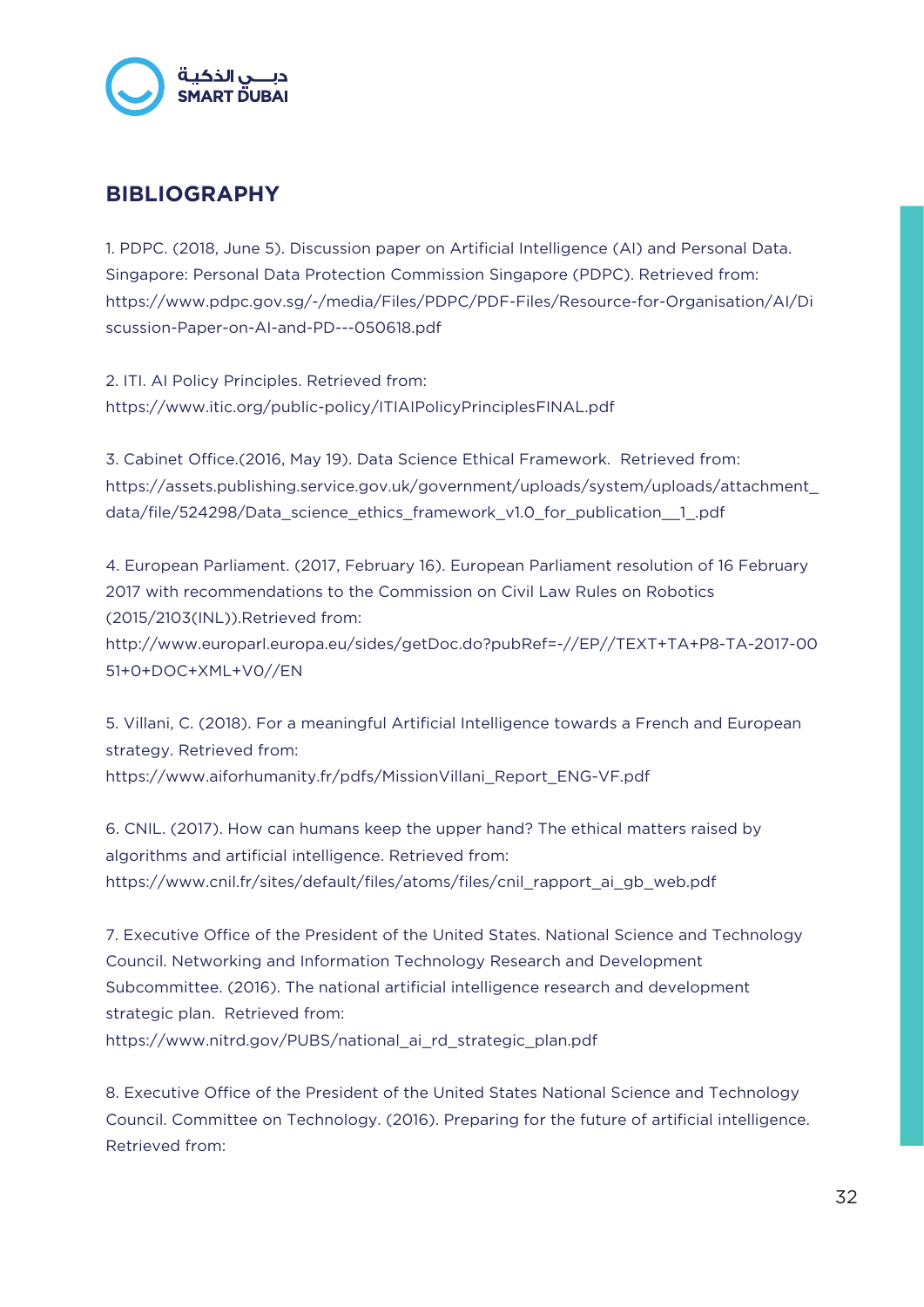# BIBLIOGRAPHY

1. PDPC. (2018, June 5). Discussion paper on Artificial Intelligence (AI) and Personal Data. Singapore: Personal Data Protection Commission Singapore (PDPC). Retrieved from: https://www.pdpc.gov.sg/-/media/Files/PDPC/PDF-Files/Resource-for-Organisation/AI/Discussion-Paper-on-AI-and-PD---050618.pdf

2. ITI. AI Policy Principles. Retrieved from: https://www.itic.org/public-policy/ITIAIPolicyPrinciplesFINAL.pdf

3. Cabinet Office.(2016, May 19). Data Science Ethical Framework. Retrieved from: https://assets.publishing.service.gov.uk/government/uploads/system/uploads/attachment_data/file/524298/Data_science_ethics_framework_v1.0_for_publication__1_.pdf

4. European Parliament. (2017, February 16). European Parliament resolution of 16 February 2017 with recommendations to the Commission on Civil Law Rules on Robotics (2015/2103(INL)).Retrieved from: http://www.europarl.europa.eu/sides/getDoc.do?pubRef=-//EP//TEXT+TA+P8-TA-2017-0051+0+DOC+XML+V0//EN

5. Villani, C. (2018). For a meaningful Artificial Intelligence towards a French and European strategy. Retrieved from: https://www.aiforhumanity.fr/pdfs/MissionVillani_Report_ENG-VF.pdf

6. CNIL. (2017). How can humans keep the upper hand? The ethical matters raised by algorithms and artificial intelligence. Retrieved from: https://www.cnil.fr/sites/default/files/atoms/files/cnil_rapport_ai_gb_web.pdf

7. Executive Office of the President of the United States. National Science and Technology Council. Networking and Information Technology Research and Development Subcommittee. (2016). The national artificial intelligence research and development strategic plan. Retrieved from: https://www.nitrd.gov/PUBS/national_ai_rd_strategic_plan.pdf

8. Executive Office of the President of the United States National Science and Technology Council. Committee on Technology. (2016). Preparing for the future of artificial intelligence. Retrieved from: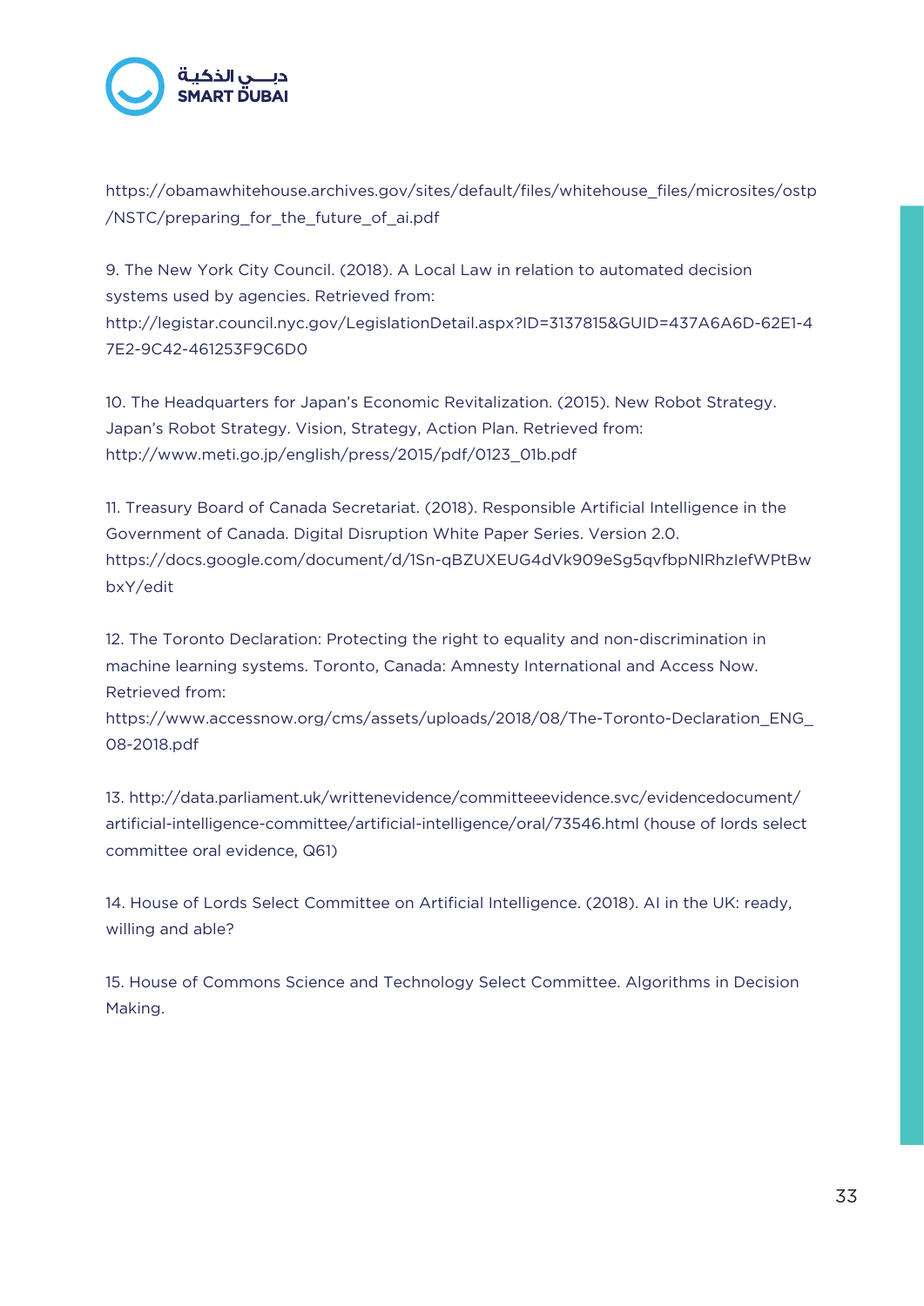https://obamawhitehouse.archives.gov/sites/default/files/whitehouse_files/microsites/ostp/NSTC/preparing_for_the_future_of_ai.pdf

9. The New York City Council. (2018). A Local Law in relation to automated decision systems used by agencies. Retrieved from: http://legistar.council.nyc.gov/LegislationDetail.aspx?ID=3137815&GUID=437A6A6D-62E1-47E2-9C42-461253F9C6D0

10. The Headquarters for Japan's Economic Revitalization. (2015). New Robot Strategy. Japan's Robot Strategy. Vision, Strategy, Action Plan. Retrieved from: http://www.meti.go.jp/english/press/2015/pdf/0123_01b.pdf

11. Treasury Board of Canada Secretariat. (2018). Responsible Artificial Intelligence in the Government of Canada. Digital Disruption White Paper Series. Version 2.0. https://docs.google.com/document/d/1Sn-qBZUXEUG4dVk909eSg5qvfbpNlRhzIefWPtBwbxY/edit

12. The Toronto Declaration: Protecting the right to equality and non-discrimination in machine learning systems. Toronto, Canada: Amnesty International and Access Now. Retrieved from: https://www.accessnow.org/cms/assets/uploads/2018/08/The-Toronto-Declaration_ENG_08-2018.pdf

13. http://data.parliament.uk/writtenevidence/committeeevidence.svc/evidencedocument/artificial-intelligence-committee/artificial-intelligence/oral/73546.html (house of lords select committee oral evidence, Q61)

14. House of Lords Select Committee on Artificial Intelligence. (2018). AI in the UK: ready, willing and able?

15. House of Commons Science and Technology Select Committee. Algorithms in Decision Making.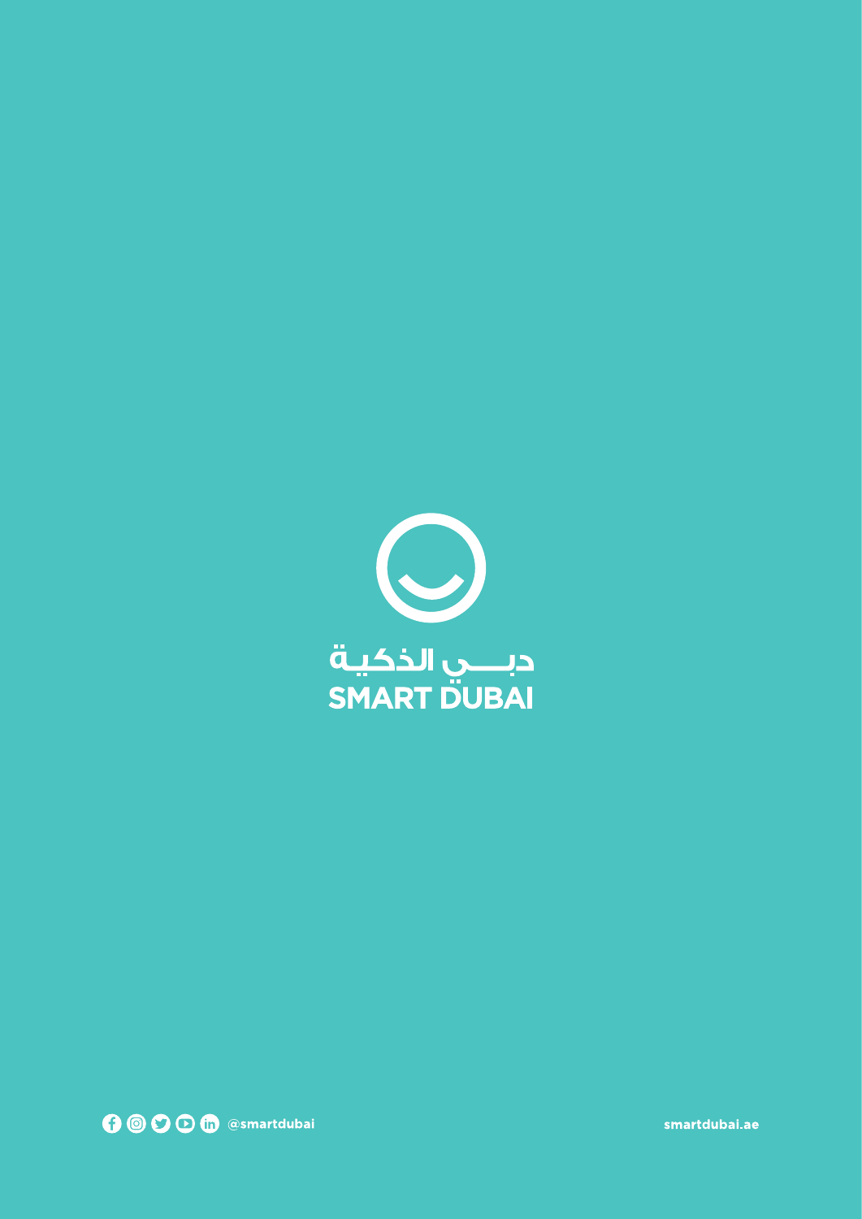دبـــي الذكية
SMART DUBAI

@smartdubai

smartdubai.ae